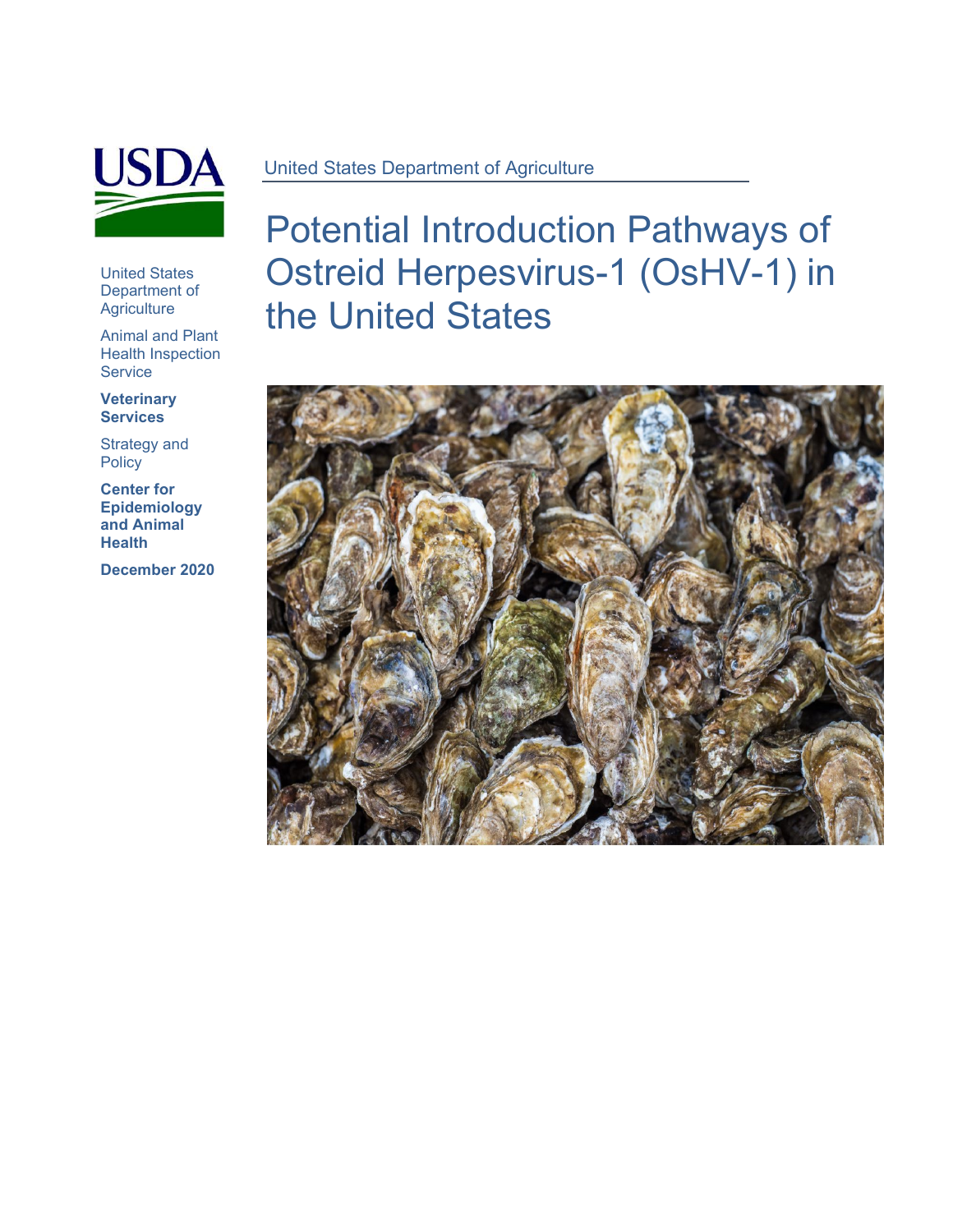United States Department of Agriculture

# Potential Introduction Pathways of Ostreid Herpesvirus-1 (OsHV-1) in the United States

United States Department of Agriculture

Animal and Plant Health Inspection Service

**Veterinary Services**

Strategy and Policy

**Center for Epidemiology and Animal Health**

**December 2020**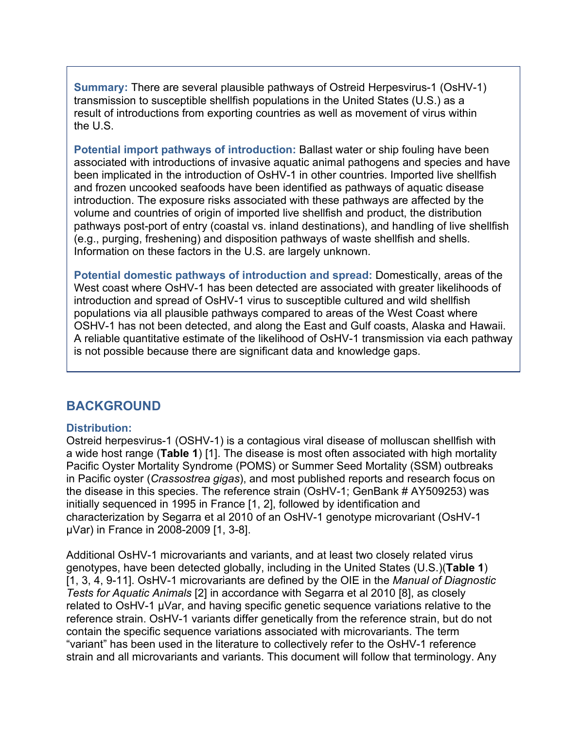**Summary:** There are several plausible pathways of Ostreid Herpesvirus-1 (OsHV-1) transmission to susceptible shellfish populations in the United States (U.S.) as a result of introductions from exporting countries as well as movement of virus within the U.S.

**Potential import pathways of introduction:** Ballast water or ship fouling have been associated with introductions of invasive aquatic animal pathogens and species and have been implicated in the introduction of OsHV-1 in other countries. Imported live shellfish and frozen uncooked seafoods have been identified as pathways of aquatic disease introduction. The exposure risks associated with these pathways are affected by the volume and countries of origin of imported live shellfish and product, the distribution pathways post-port of entry (coastal vs. inland destinations), and handling of live shellfish (e.g., purging, freshening) and disposition pathways of waste shellfish and shells. Information on these factors in the U.S. are largely unknown.

**Potential domestic pathways of introduction and spread:** Domestically, areas of the West coast where OsHV-1 has been detected are associated with greater likelihoods of introduction and spread of OsHV-1 virus to susceptible cultured and wild shellfish populations via all plausible pathways compared to areas of the West Coast where OSHV-1 has not been detected, and along the East and Gulf coasts, Alaska and Hawaii. A reliable quantitative estimate of the likelihood of OsHV-1 transmission via each pathway is not possible because there are significant data and knowledge gaps.

## BACKGROUND

### Distribution:

Ostreid herpesvirus-1 (OSHV-1) is a contagious viral disease of molluscan shellfish with a wide host range (**Table 1**) [1]. The disease is most often associated with high mortality Pacific Oyster Mortality Syndrome (POMS) or Summer Seed Mortality (SSM) outbreaks in Pacific oyster (*Crassostrea gigas*), and most published reports and research focus on the disease in this species. The reference strain (OsHV-1; GenBank # AY509253) was initially sequenced in 1995 in France [1, 2], followed by identification and characterization by Segarra et al 2010 of an OsHV-1 genotype microvariant (OsHV-1 μVar) in France in 2008-2009 [1, 3-8].

Additional OsHV-1 microvariants and variants, and at least two closely related virus genotypes, have been detected globally, including in the United States (U.S.)(**Table 1**) [1, 3, 4, 9-11]. OsHV-1 microvariants are defined by the OIE in the *Manual of Diagnostic Tests for Aquatic Animals* [2] in accordance with Segarra et al 2010 [8], as closely related to OsHV-1 μVar, and having specific genetic sequence variations relative to the reference strain. OsHV-1 variants differ genetically from the reference strain, but do not contain the specific sequence variations associated with microvariants. The term "variant" has been used in the literature to collectively refer to the OsHV-1 reference strain and all microvariants and variants. This document will follow that terminology. Any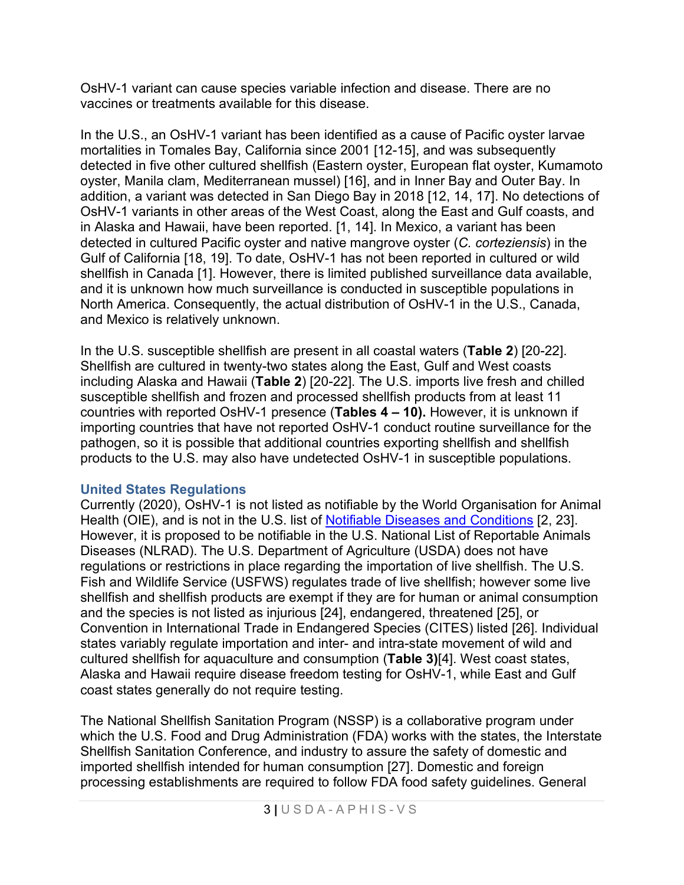OsHV-1 variant can cause species variable infection and disease. There are no vaccines or treatments available for this disease.

In the U.S., an OsHV-1 variant has been identified as a cause of Pacific oyster larvae mortalities in Tomales Bay, California since 2001 [12-15], and was subsequently detected in five other cultured shellfish (Eastern oyster, European flat oyster, Kumamoto oyster, Manila clam, Mediterranean mussel) [16], and in Inner Bay and Outer Bay. In addition, a variant was detected in San Diego Bay in 2018 [12, 14, 17]. No detections of OsHV-1 variants in other areas of the West Coast, along the East and Gulf coasts, and in Alaska and Hawaii, have been reported. [1, 14]. In Mexico, a variant has been detected in cultured Pacific oyster and native mangrove oyster (*C. corteziensis*) in the Gulf of California [18, 19]. To date, OsHV-1 has not been reported in cultured or wild shellfish in Canada [1]. However, there is limited published surveillance data available, and it is unknown how much surveillance is conducted in susceptible populations in North America. Consequently, the actual distribution of OsHV-1 in the U.S., Canada, and Mexico is relatively unknown.

In the U.S. susceptible shellfish are present in all coastal waters (**Table 2**) [20-22]. Shellfish are cultured in twenty-two states along the East, Gulf and West coasts including Alaska and Hawaii (**Table 2**) [20-22]. The U.S. imports live fresh and chilled susceptible shellfish and frozen and processed shellfish products from at least 11 countries with reported OsHV-1 presence (**Tables 4 – 10).** However, it is unknown if importing countries that have not reported OsHV-1 conduct routine surveillance for the pathogen, so it is possible that additional countries exporting shellfish and shellfish products to the U.S. may also have undetected OsHV-1 in susceptible populations.

## United States Regulations

Currently (2020), OsHV-1 is not listed as notifiable by the World Organisation for Animal Health (OIE), and is not in the U.S. list of Notifiable Diseases and Conditions [2, 23]. However, it is proposed to be notifiable in the U.S. National List of Reportable Animals Diseases (NLRAD). The U.S. Department of Agriculture (USDA) does not have regulations or restrictions in place regarding the importation of live shellfish. The U.S. Fish and Wildlife Service (USFWS) regulates trade of live shellfish; however some live shellfish and shellfish products are exempt if they are for human or animal consumption and the species is not listed as injurious [24], endangered, threatened [25], or Convention in International Trade in Endangered Species (CITES) listed [26]. Individual states variably regulate importation and inter- and intra-state movement of wild and cultured shellfish for aquaculture and consumption (**Table 3)**[4]. West coast states, Alaska and Hawaii require disease freedom testing for OsHV-1, while East and Gulf coast states generally do not require testing.

The National Shellfish Sanitation Program (NSSP) is a collaborative program under which the U.S. Food and Drug Administration (FDA) works with the states, the Interstate Shellfish Sanitation Conference, and industry to assure the safety of domestic and imported shellfish intended for human consumption [27]. Domestic and foreign processing establishments are required to follow FDA food safety guidelines. General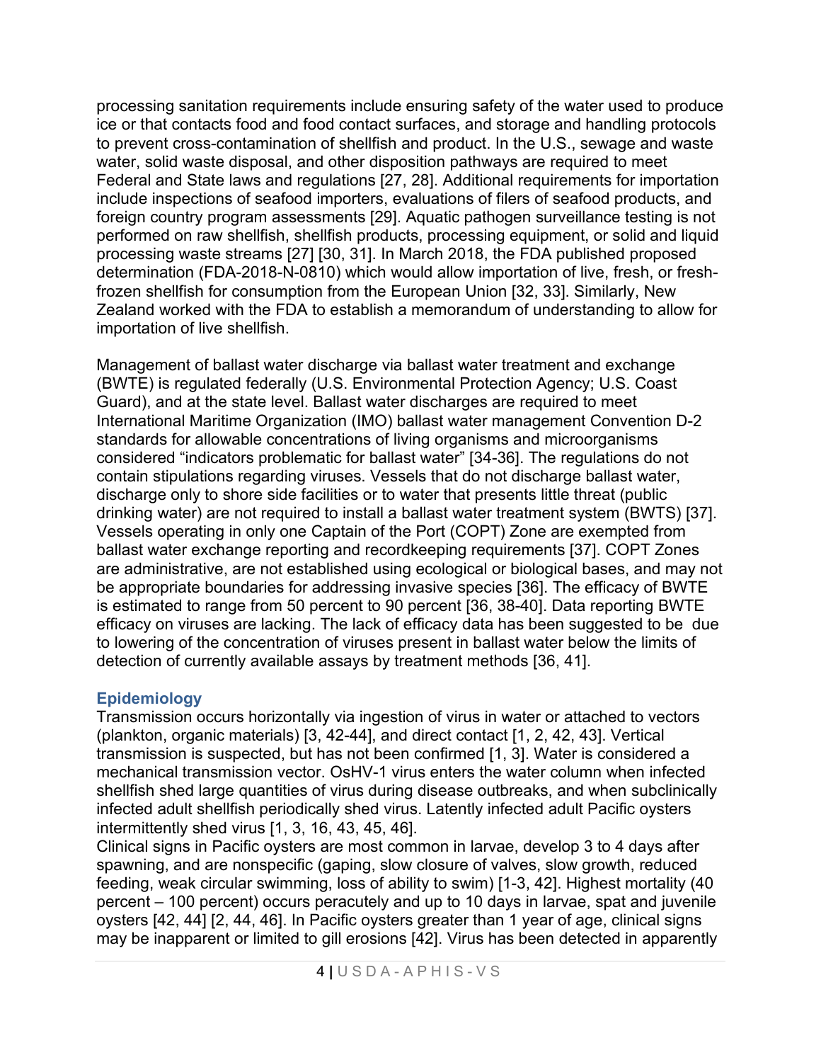processing sanitation requirements include ensuring safety of the water used to produce ice or that contacts food and food contact surfaces, and storage and handling protocols to prevent cross-contamination of shellfish and product. In the U.S., sewage and waste water, solid waste disposal, and other disposition pathways are required to meet Federal and State laws and regulations [27, 28]. Additional requirements for importation include inspections of seafood importers, evaluations of filers of seafood products, and foreign country program assessments [29]. Aquatic pathogen surveillance testing is not performed on raw shellfish, shellfish products, processing equipment, or solid and liquid processing waste streams [27] [30, 31]. In March 2018, the FDA published proposed determination (FDA-2018-N-0810) which would allow importation of live, fresh, or fresh-frozen shellfish for consumption from the European Union [32, 33]. Similarly, New Zealand worked with the FDA to establish a memorandum of understanding to allow for importation of live shellfish.

Management of ballast water discharge via ballast water treatment and exchange (BWTE) is regulated federally (U.S. Environmental Protection Agency; U.S. Coast Guard), and at the state level. Ballast water discharges are required to meet International Maritime Organization (IMO) ballast water management Convention D-2 standards for allowable concentrations of living organisms and microorganisms considered "indicators problematic for ballast water" [34-36]. The regulations do not contain stipulations regarding viruses. Vessels that do not discharge ballast water, discharge only to shore side facilities or to water that presents little threat (public drinking water) are not required to install a ballast water treatment system (BWTS) [37]. Vessels operating in only one Captain of the Port (COPT) Zone are exempted from ballast water exchange reporting and recordkeeping requirements [37]. COPT Zones are administrative, are not established using ecological or biological bases, and may not be appropriate boundaries for addressing invasive species [36]. The efficacy of BWTE is estimated to range from 50 percent to 90 percent [36, 38-40]. Data reporting BWTE efficacy on viruses are lacking. The lack of efficacy data has been suggested to be due to lowering of the concentration of viruses present in ballast water below the limits of detection of currently available assays by treatment methods [36, 41].

## Epidemiology

Transmission occurs horizontally via ingestion of virus in water or attached to vectors (plankton, organic materials) [3, 42-44], and direct contact [1, 2, 42, 43]. Vertical transmission is suspected, but has not been confirmed [1, 3]. Water is considered a mechanical transmission vector. OsHV-1 virus enters the water column when infected shellfish shed large quantities of virus during disease outbreaks, and when subclinically infected adult shellfish periodically shed virus. Latently infected adult Pacific oysters intermittently shed virus [1, 3, 16, 43, 45, 46].

Clinical signs in Pacific oysters are most common in larvae, develop 3 to 4 days after spawning, and are nonspecific (gaping, slow closure of valves, slow growth, reduced feeding, weak circular swimming, loss of ability to swim) [1-3, 42]. Highest mortality (40 percent – 100 percent) occurs peracutely and up to 10 days in larvae, spat and juvenile oysters [42, 44] [2, 44, 46]. In Pacific oysters greater than 1 year of age, clinical signs may be inapparent or limited to gill erosions [42]. Virus has been detected in apparently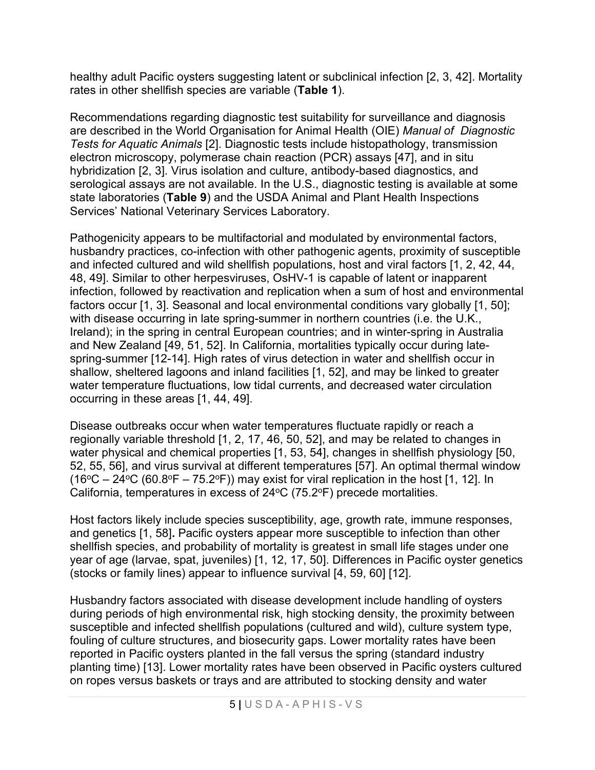healthy adult Pacific oysters suggesting latent or subclinical infection [2, 3, 42]. Mortality rates in other shellfish species are variable (**Table 1**).

Recommendations regarding diagnostic test suitability for surveillance and diagnosis are described in the World Organisation for Animal Health (OIE) *Manual of Diagnostic Tests for Aquatic Animals* [2]. Diagnostic tests include histopathology, transmission electron microscopy, polymerase chain reaction (PCR) assays [47], and in situ hybridization [2, 3]. Virus isolation and culture, antibody-based diagnostics, and serological assays are not available. In the U.S., diagnostic testing is available at some state laboratories (**Table 9**) and the USDA Animal and Plant Health Inspections Services' National Veterinary Services Laboratory.

Pathogenicity appears to be multifactorial and modulated by environmental factors, husbandry practices, co-infection with other pathogenic agents, proximity of susceptible and infected cultured and wild shellfish populations, host and viral factors [1, 2, 42, 44, 48, 49]. Similar to other herpesviruses, OsHV-1 is capable of latent or inapparent infection, followed by reactivation and replication when a sum of host and environmental factors occur [1, 3]. Seasonal and local environmental conditions vary globally [1, 50]; with disease occurring in late spring-summer in northern countries (i.e. the U.K., Ireland); in the spring in central European countries; and in winter-spring in Australia and New Zealand [49, 51, 52]. In California, mortalities typically occur during late-spring-summer [12-14]. High rates of virus detection in water and shellfish occur in shallow, sheltered lagoons and inland facilities [1, 52], and may be linked to greater water temperature fluctuations, low tidal currents, and decreased water circulation occurring in these areas [1, 44, 49].

Disease outbreaks occur when water temperatures fluctuate rapidly or reach a regionally variable threshold [1, 2, 17, 46, 50, 52], and may be related to changes in water physical and chemical properties [1, 53, 54], changes in shellfish physiology [50, 52, 55, 56], and virus survival at different temperatures [57]. An optimal thermal window ($16^oC$ – $24^oC$ ($60.8^oF$ – $75.2^oF$)) may exist for viral replication in the host [1, 12]. In California, temperatures in excess of $24^oC$ ($75.2^oF$) precede mortalities.

Host factors likely include species susceptibility, age, growth rate, immune responses, and genetics [1, 58]**.** Pacific oysters appear more susceptible to infection than other shellfish species, and probability of mortality is greatest in small life stages under one year of age (larvae, spat, juveniles) [1, 12, 17, 50]. Differences in Pacific oyster genetics (stocks or family lines) appear to influence survival [4, 59, 60] [12].

Husbandry factors associated with disease development include handling of oysters during periods of high environmental risk, high stocking density, the proximity between susceptible and infected shellfish populations (cultured and wild), culture system type, fouling of culture structures, and biosecurity gaps. Lower mortality rates have been reported in Pacific oysters planted in the fall versus the spring (standard industry planting time) [13]. Lower mortality rates have been observed in Pacific oysters cultured on ropes versus baskets or trays and are attributed to stocking density and water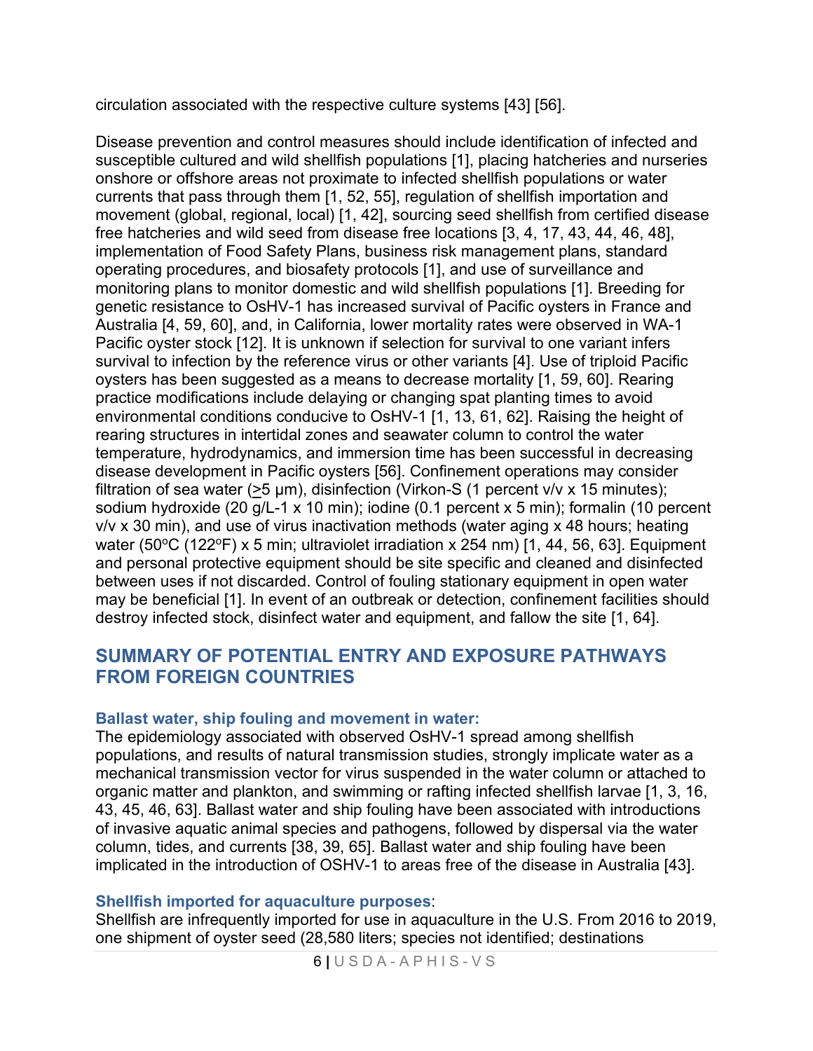circulation associated with the respective culture systems [43] [56].

Disease prevention and control measures should include identification of infected and susceptible cultured and wild shellfish populations [1], placing hatcheries and nurseries onshore or offshore areas not proximate to infected shellfish populations or water currents that pass through them [1, 52, 55], regulation of shellfish importation and movement (global, regional, local) [1, 42], sourcing seed shellfish from certified disease free hatcheries and wild seed from disease free locations [3, 4, 17, 43, 44, 46, 48], implementation of Food Safety Plans, business risk management plans, standard operating procedures, and biosafety protocols [1], and use of surveillance and monitoring plans to monitor domestic and wild shellfish populations [1]. Breeding for genetic resistance to OsHV-1 has increased survival of Pacific oysters in France and Australia [4, 59, 60], and, in California, lower mortality rates were observed in WA-1 Pacific oyster stock [12]. It is unknown if selection for survival to one variant infers survival to infection by the reference virus or other variants [4]. Use of triploid Pacific oysters has been suggested as a means to decrease mortality [1, 59, 60]. Rearing practice modifications include delaying or changing spat planting times to avoid environmental conditions conducive to OsHV-1 [1, 13, 61, 62]. Raising the height of rearing structures in intertidal zones and seawater column to control the water temperature, hydrodynamics, and immersion time has been successful in decreasing disease development in Pacific oysters [56]. Confinement operations may consider filtration of sea water (≥5 µm), disinfection (Virkon-S (1 percent v/v x 15 minutes); sodium hydroxide (20 g/L-1 x 10 min); iodine (0.1 percent x 5 min); formalin (10 percent v/v x 30 min), and use of virus inactivation methods (water aging x 48 hours; heating water (50ºC (122ºF) x 5 min; ultraviolet irradiation x 254 nm) [1, 44, 56, 63]. Equipment and personal protective equipment should be site specific and cleaned and disinfected between uses if not discarded. Control of fouling stationary equipment in open water may be beneficial [1]. In event of an outbreak or detection, confinement facilities should destroy infected stock, disinfect water and equipment, and fallow the site [1, 64].

## SUMMARY OF POTENTIAL ENTRY AND EXPOSURE PATHWAYS FROM FOREIGN COUNTRIES

### Ballast water, ship fouling and movement in water:

The epidemiology associated with observed OsHV-1 spread among shellfish populations, and results of natural transmission studies, strongly implicate water as a mechanical transmission vector for virus suspended in the water column or attached to organic matter and plankton, and swimming or rafting infected shellfish larvae [1, 3, 16, 43, 45, 46, 63]. Ballast water and ship fouling have been associated with introductions of invasive aquatic animal species and pathogens, followed by dispersal via the water column, tides, and currents [38, 39, 65]. Ballast water and ship fouling have been implicated in the introduction of OSHV-1 to areas free of the disease in Australia [43].

### Shellfish imported for aquaculture purposes:

Shellfish are infrequently imported for use in aquaculture in the U.S. From 2016 to 2019, one shipment of oyster seed (28,580 liters; species not identified; destinations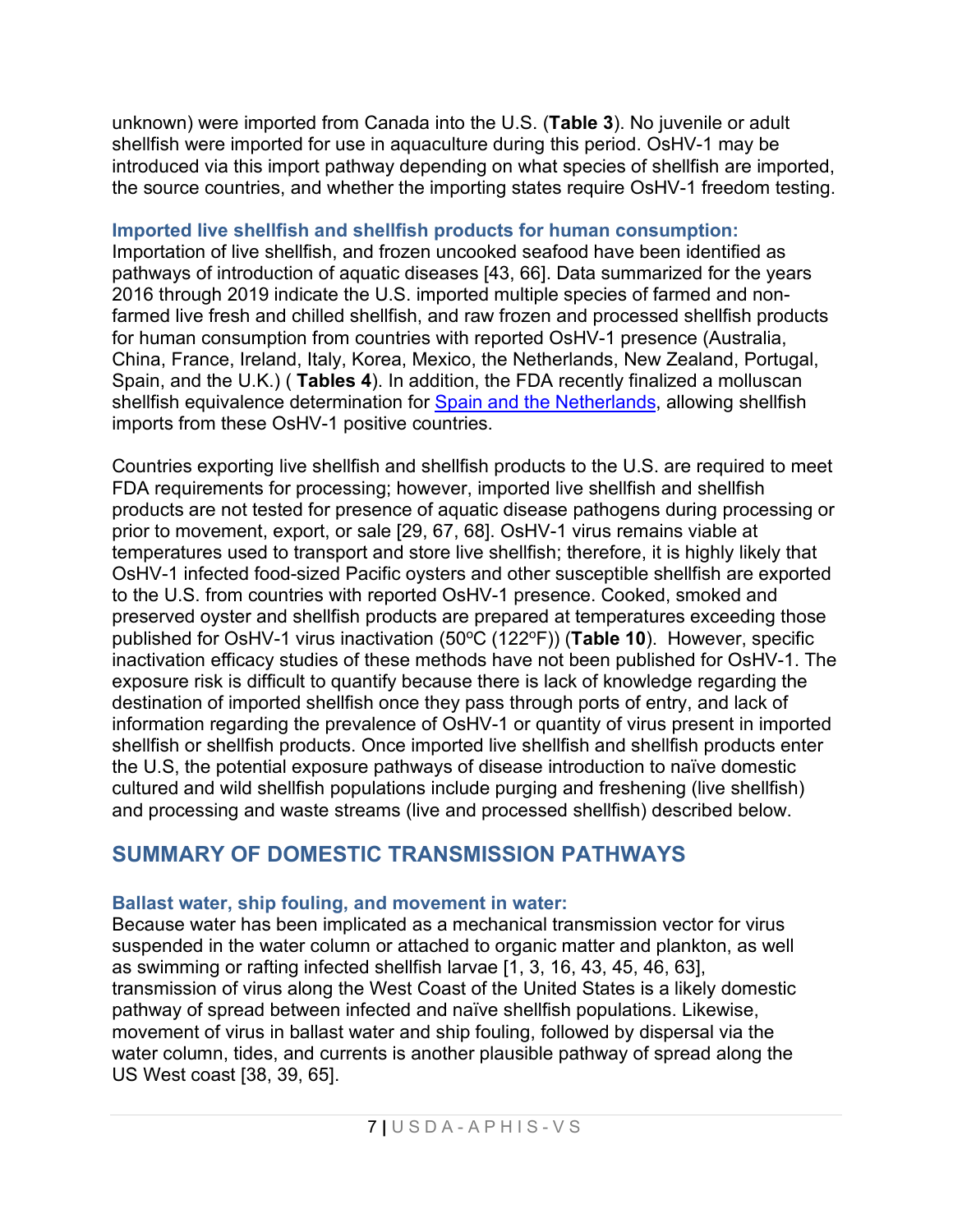unknown) were imported from Canada into the U.S. (**Table 3**). No juvenile or adult shellfish were imported for use in aquaculture during this period. OsHV-1 may be introduced via this import pathway depending on what species of shellfish are imported, the source countries, and whether the importing states require OsHV-1 freedom testing.

### Imported live shellfish and shellfish products for human consumption:

Importation of live shellfish, and frozen uncooked seafood have been identified as pathways of introduction of aquatic diseases [43, 66]. Data summarized for the years 2016 through 2019 indicate the U.S. imported multiple species of farmed and non-farmed live fresh and chilled shellfish, and raw frozen and processed shellfish products for human consumption from countries with reported OsHV-1 presence (Australia, China, France, Ireland, Italy, Korea, Mexico, the Netherlands, New Zealand, Portugal, Spain, and the U.K.) ( **Tables 4**). In addition, the FDA recently finalized a molluscan shellfish equivalence determination for Spain and the Netherlands, allowing shellfish imports from these OsHV-1 positive countries.

Countries exporting live shellfish and shellfish products to the U.S. are required to meet FDA requirements for processing; however, imported live shellfish and shellfish products are not tested for presence of aquatic disease pathogens during processing or prior to movement, export, or sale [29, 67, 68]. OsHV-1 virus remains viable at temperatures used to transport and store live shellfish; therefore, it is highly likely that OsHV-1 infected food-sized Pacific oysters and other susceptible shellfish are exported to the U.S. from countries with reported OsHV-1 presence. Cooked, smoked and preserved oyster and shellfish products are prepared at temperatures exceeding those published for OsHV-1 virus inactivation (50°C (122°F)) (**Table 10**). However, specific inactivation efficacy studies of these methods have not been published for OsHV-1. The exposure risk is difficult to quantify because there is lack of knowledge regarding the destination of imported shellfish once they pass through ports of entry, and lack of information regarding the prevalence of OsHV-1 or quantity of virus present in imported shellfish or shellfish products. Once imported live shellfish and shellfish products enter the U.S, the potential exposure pathways of disease introduction to naïve domestic cultured and wild shellfish populations include purging and freshening (live shellfish) and processing and waste streams (live and processed shellfish) described below.

## SUMMARY OF DOMESTIC TRANSMISSION PATHWAYS

### Ballast water, ship fouling, and movement in water:

Because water has been implicated as a mechanical transmission vector for virus suspended in the water column or attached to organic matter and plankton, as well as swimming or rafting infected shellfish larvae [1, 3, 16, 43, 45, 46, 63], transmission of virus along the West Coast of the United States is a likely domestic pathway of spread between infected and naïve shellfish populations. Likewise, movement of virus in ballast water and ship fouling, followed by dispersal via the water column, tides, and currents is another plausible pathway of spread along the US West coast [38, 39, 65].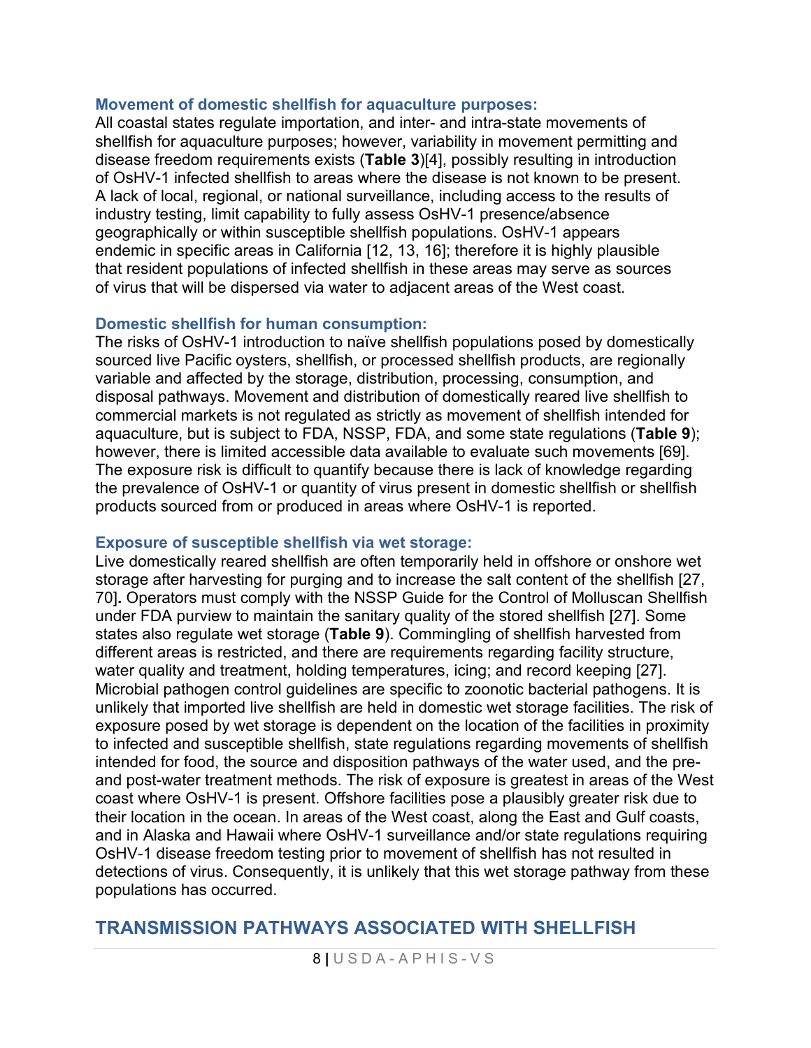### Movement of domestic shellfish for aquaculture purposes:

All coastal states regulate importation, and inter- and intra-state movements of shellfish for aquaculture purposes; however, variability in movement permitting and disease freedom requirements exists (**Table 3**)[4], possibly resulting in introduction of OsHV-1 infected shellfish to areas where the disease is not known to be present. A lack of local, regional, or national surveillance, including access to the results of industry testing, limit capability to fully assess OsHV-1 presence/absence geographically or within susceptible shellfish populations. OsHV-1 appears endemic in specific areas in California [12, 13, 16]; therefore it is highly plausible that resident populations of infected shellfish in these areas may serve as sources of virus that will be dispersed via water to adjacent areas of the West coast.

### Domestic shellfish for human consumption:

The risks of OsHV-1 introduction to naïve shellfish populations posed by domestically sourced live Pacific oysters, shellfish, or processed shellfish products, are regionally variable and affected by the storage, distribution, processing, consumption, and disposal pathways. Movement and distribution of domestically reared live shellfish to commercial markets is not regulated as strictly as movement of shellfish intended for aquaculture, but is subject to FDA, NSSP, FDA, and some state regulations (**Table 9**); however, there is limited accessible data available to evaluate such movements [69]. The exposure risk is difficult to quantify because there is lack of knowledge regarding the prevalence of OsHV-1 or quantity of virus present in domestic shellfish or shellfish products sourced from or produced in areas where OsHV-1 is reported.

### Exposure of susceptible shellfish via wet storage:

Live domestically reared shellfish are often temporarily held in offshore or onshore wet storage after harvesting for purging and to increase the salt content of the shellfish [27, 70]**.** Operators must comply with the NSSP Guide for the Control of Molluscan Shellfish under FDA purview to maintain the sanitary quality of the stored shellfish [27]. Some states also regulate wet storage (**Table 9**). Commingling of shellfish harvested from different areas is restricted, and there are requirements regarding facility structure, water quality and treatment, holding temperatures, icing; and record keeping [27]. Microbial pathogen control guidelines are specific to zoonotic bacterial pathogens. It is unlikely that imported live shellfish are held in domestic wet storage facilities. The risk of exposure posed by wet storage is dependent on the location of the facilities in proximity to infected and susceptible shellfish, state regulations regarding movements of shellfish intended for food, the source and disposition pathways of the water used, and the pre- and post-water treatment methods. The risk of exposure is greatest in areas of the West coast where OsHV-1 is present. Offshore facilities pose a plausibly greater risk due to their location in the ocean. In areas of the West coast, along the East and Gulf coasts, and in Alaska and Hawaii where OsHV-1 surveillance and/or state regulations requiring OsHV-1 disease freedom testing prior to movement of shellfish has not resulted in detections of virus. Consequently, it is unlikely that this wet storage pathway from these populations has occurred.

## TRANSMISSION PATHWAYS ASSOCIATED WITH SHELLFISH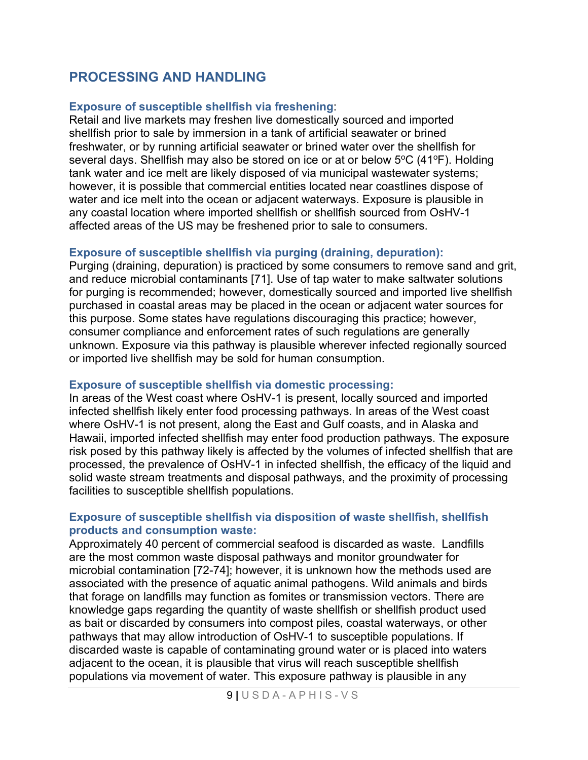## PROCESSING AND HANDLING

**Exposure of susceptible shellfish via freshening**:

Retail and live markets may freshen live domestically sourced and imported shellfish prior to sale by immersion in a tank of artificial seawater or brined freshwater, or by running artificial seawater or brined water over the shellfish for several days. Shellfish may also be stored on ice or at or below 5ºC (41ºF). Holding tank water and ice melt are likely disposed of via municipal wastewater systems; however, it is possible that commercial entities located near coastlines dispose of water and ice melt into the ocean or adjacent waterways. Exposure is plausible in any coastal location where imported shellfish or shellfish sourced from OsHV-1 affected areas of the US may be freshened prior to sale to consumers.

**Exposure of susceptible shellfish via purging (draining, depuration):**

Purging (draining, depuration) is practiced by some consumers to remove sand and grit, and reduce microbial contaminants [71]. Use of tap water to make saltwater solutions for purging is recommended; however, domestically sourced and imported live shellfish purchased in coastal areas may be placed in the ocean or adjacent water sources for this purpose. Some states have regulations discouraging this practice; however, consumer compliance and enforcement rates of such regulations are generally unknown. Exposure via this pathway is plausible wherever infected regionally sourced or imported live shellfish may be sold for human consumption.

**Exposure of susceptible shellfish via domestic processing:**

In areas of the West coast where OsHV-1 is present, locally sourced and imported infected shellfish likely enter food processing pathways. In areas of the West coast where OsHV-1 is not present, along the East and Gulf coasts, and in Alaska and Hawaii, imported infected shellfish may enter food production pathways. The exposure risk posed by this pathway likely is affected by the volumes of infected shellfish that are processed, the prevalence of OsHV-1 in infected shellfish, the efficacy of the liquid and solid waste stream treatments and disposal pathways, and the proximity of processing facilities to susceptible shellfish populations.

**Exposure of susceptible shellfish via disposition of waste shellfish, shellfish products and consumption waste:**

Approximately 40 percent of commercial seafood is discarded as waste. Landfills are the most common waste disposal pathways and monitor groundwater for microbial contamination [72-74]; however, it is unknown how the methods used are associated with the presence of aquatic animal pathogens. Wild animals and birds that forage on landfills may function as fomites or transmission vectors. There are knowledge gaps regarding the quantity of waste shellfish or shellfish product used as bait or discarded by consumers into compost piles, coastal waterways, or other pathways that may allow introduction of OsHV-1 to susceptible populations. If discarded waste is capable of contaminating ground water or is placed into waters adjacent to the ocean, it is plausible that virus will reach susceptible shellfish populations via movement of water. This exposure pathway is plausible in any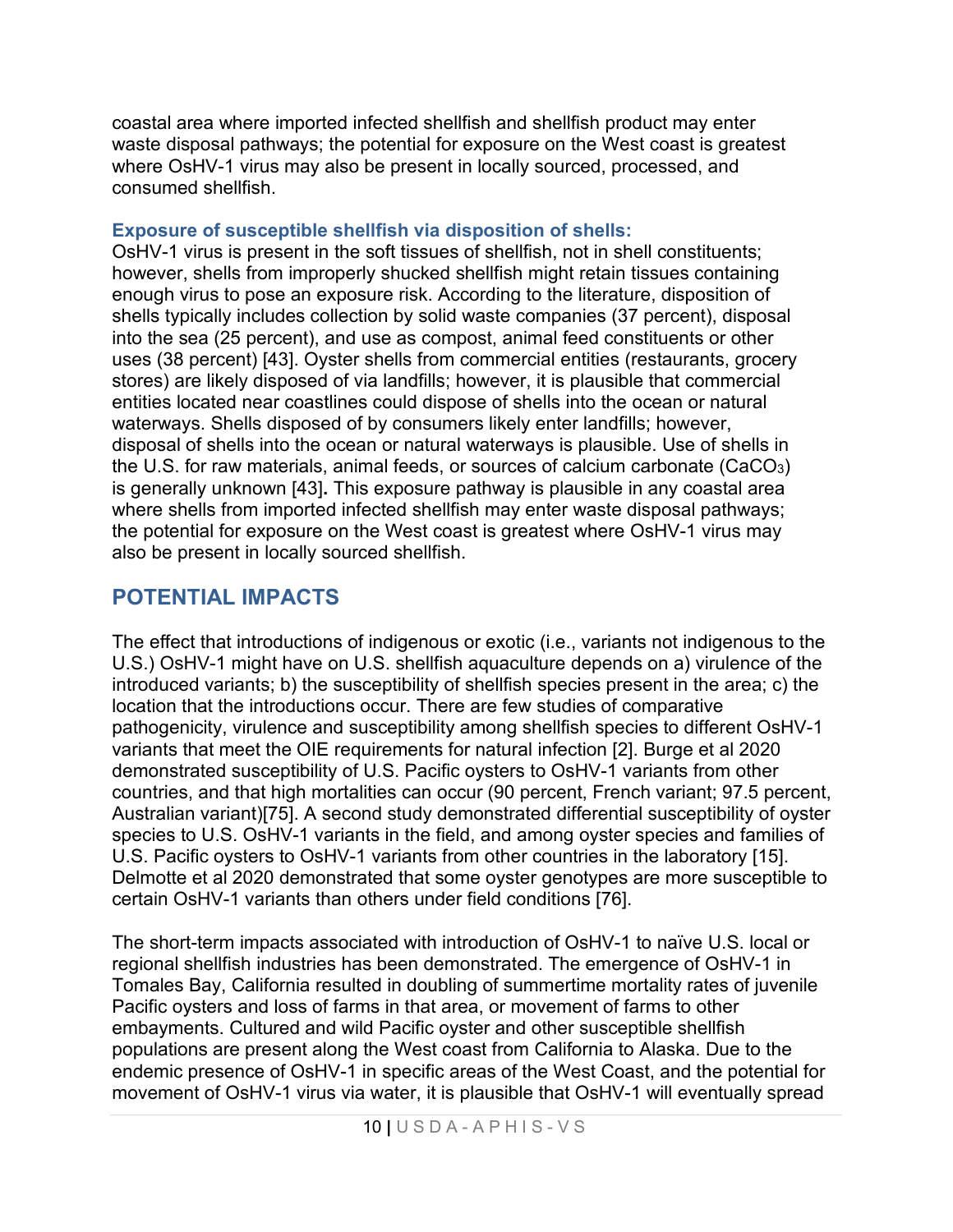coastal area where imported infected shellfish and shellfish product may enter waste disposal pathways; the potential for exposure on the West coast is greatest where OsHV-1 virus may also be present in locally sourced, processed, and consumed shellfish.

### Exposure of susceptible shellfish via disposition of shells:

OsHV-1 virus is present in the soft tissues of shellfish, not in shell constituents; however, shells from improperly shucked shellfish might retain tissues containing enough virus to pose an exposure risk. According to the literature, disposition of shells typically includes collection by solid waste companies (37 percent), disposal into the sea (25 percent), and use as compost, animal feed constituents or other uses (38 percent) [43]. Oyster shells from commercial entities (restaurants, grocery stores) are likely disposed of via landfills; however, it is plausible that commercial entities located near coastlines could dispose of shells into the ocean or natural waterways. Shells disposed of by consumers likely enter landfills; however, disposal of shells into the ocean or natural waterways is plausible. Use of shells in the U.S. for raw materials, animal feeds, or sources of calcium carbonate ($CaCO_3$) is generally unknown [43]**.** This exposure pathway is plausible in any coastal area where shells from imported infected shellfish may enter waste disposal pathways; the potential for exposure on the West coast is greatest where OsHV-1 virus may also be present in locally sourced shellfish.

## POTENTIAL IMPACTS

The effect that introductions of indigenous or exotic (i.e., variants not indigenous to the U.S.) OsHV-1 might have on U.S. shellfish aquaculture depends on a) virulence of the introduced variants; b) the susceptibility of shellfish species present in the area; c) the location that the introductions occur. There are few studies of comparative pathogenicity, virulence and susceptibility among shellfish species to different OsHV-1 variants that meet the OIE requirements for natural infection [2]. Burge et al 2020 demonstrated susceptibility of U.S. Pacific oysters to OsHV-1 variants from other countries, and that high mortalities can occur (90 percent, French variant; 97.5 percent, Australian variant)[75]. A second study demonstrated differential susceptibility of oyster species to U.S. OsHV-1 variants in the field, and among oyster species and families of U.S. Pacific oysters to OsHV-1 variants from other countries in the laboratory [15]. Delmotte et al 2020 demonstrated that some oyster genotypes are more susceptible to certain OsHV-1 variants than others under field conditions [76].

The short-term impacts associated with introduction of OsHV-1 to naïve U.S. local or regional shellfish industries has been demonstrated. The emergence of OsHV-1 in Tomales Bay, California resulted in doubling of summertime mortality rates of juvenile Pacific oysters and loss of farms in that area, or movement of farms to other embayments. Cultured and wild Pacific oyster and other susceptible shellfish populations are present along the West coast from California to Alaska. Due to the endemic presence of OsHV-1 in specific areas of the West Coast, and the potential for movement of OsHV-1 virus via water, it is plausible that OsHV-1 will eventually spread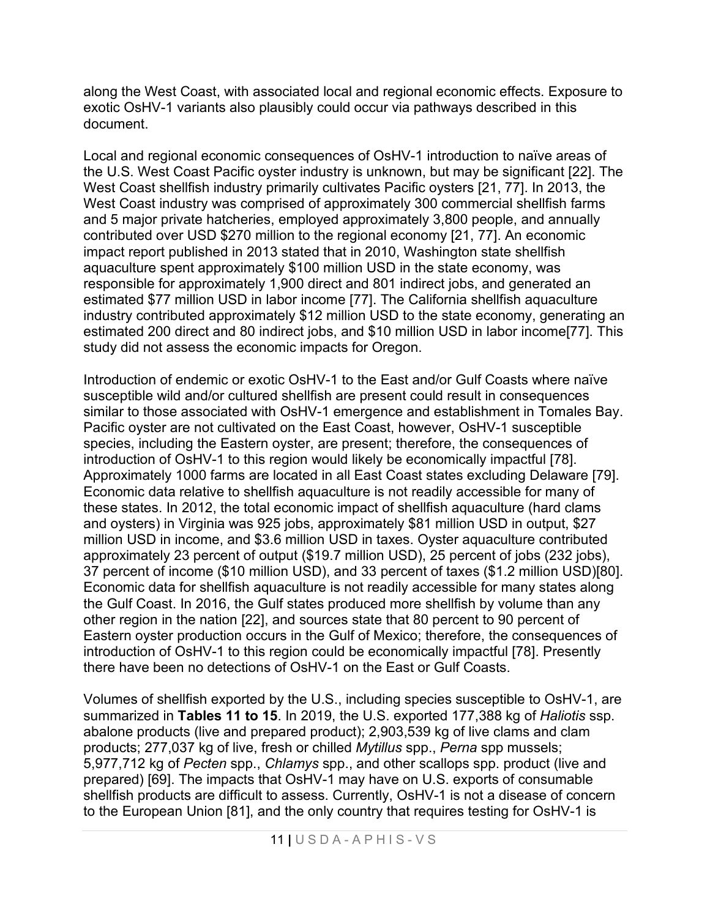along the West Coast, with associated local and regional economic effects. Exposure to exotic OsHV-1 variants also plausibly could occur via pathways described in this document.

Local and regional economic consequences of OsHV-1 introduction to naïve areas of the U.S. West Coast Pacific oyster industry is unknown, but may be significant [22]. The West Coast shellfish industry primarily cultivates Pacific oysters [21, 77]. In 2013, the West Coast industry was comprised of approximately 300 commercial shellfish farms and 5 major private hatcheries, employed approximately 3,800 people, and annually contributed over USD $270 million to the regional economy [21, 77]. An economic impact report published in 2013 stated that in 2010, Washington state shellfish aquaculture spent approximately $100 million USD in the state economy, was responsible for approximately 1,900 direct and 801 indirect jobs, and generated an estimated $77 million USD in labor income [77]. The California shellfish aquaculture industry contributed approximately $12 million USD to the state economy, generating an estimated 200 direct and 80 indirect jobs, and $10 million USD in labor income[77]. This study did not assess the economic impacts for Oregon.

Introduction of endemic or exotic OsHV-1 to the East and/or Gulf Coasts where naïve susceptible wild and/or cultured shellfish are present could result in consequences similar to those associated with OsHV-1 emergence and establishment in Tomales Bay. Pacific oyster are not cultivated on the East Coast, however, OsHV-1 susceptible species, including the Eastern oyster, are present; therefore, the consequences of introduction of OsHV-1 to this region would likely be economically impactful [78]. Approximately 1000 farms are located in all East Coast states excluding Delaware [79]. Economic data relative to shellfish aquaculture is not readily accessible for many of these states. In 2012, the total economic impact of shellfish aquaculture (hard clams and oysters) in Virginia was 925 jobs, approximately $81 million USD in output, $27 million USD in income, and $3.6 million USD in taxes. Oyster aquaculture contributed approximately 23 percent of output ($19.7 million USD), 25 percent of jobs (232 jobs), 37 percent of income ($10 million USD), and 33 percent of taxes ($1.2 million USD)[80]. Economic data for shellfish aquaculture is not readily accessible for many states along the Gulf Coast. In 2016, the Gulf states produced more shellfish by volume than any other region in the nation [22], and sources state that 80 percent to 90 percent of Eastern oyster production occurs in the Gulf of Mexico; therefore, the consequences of introduction of OsHV-1 to this region could be economically impactful [78]. Presently there have been no detections of OsHV-1 on the East or Gulf Coasts.

Volumes of shellfish exported by the U.S., including species susceptible to OsHV-1, are summarized in **Tables 11 to 15**. In 2019, the U.S. exported 177,388 kg of *Haliotis* ssp. abalone products (live and prepared product); 2,903,539 kg of live clams and clam products; 277,037 kg of live, fresh or chilled *Mytillus* spp., *Perna* spp mussels; 5,977,712 kg of *Pecten* spp., *Chlamys* spp., and other scallops spp. product (live and prepared) [69]. The impacts that OsHV-1 may have on U.S. exports of consumable shellfish products are difficult to assess. Currently, OsHV-1 is not a disease of concern to the European Union [81], and the only country that requires testing for OsHV-1 is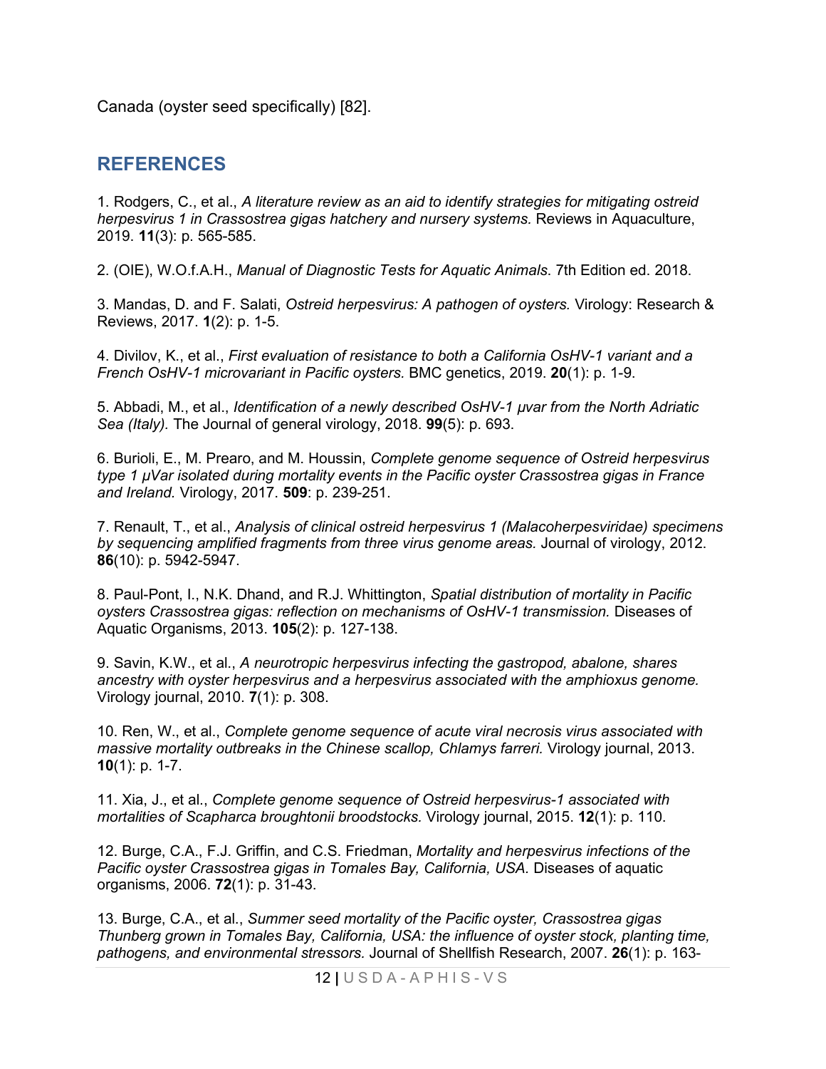Canada (oyster seed specifically) [82].

## REFERENCES

1. Rodgers, C., et al., *A literature review as an aid to identify strategies for mitigating ostreid herpesvirus 1 in Crassostrea gigas hatchery and nursery systems.* Reviews in Aquaculture, 2019. **11**(3): p. 565-585.

2. (OIE), W.O.f.A.H., *Manual of Diagnostic Tests for Aquatic Animals*. 7th Edition ed. 2018.

3. Mandas, D. and F. Salati, *Ostreid herpesvirus: A pathogen of oysters.* Virology: Research & Reviews, 2017. **1**(2): p. 1-5.

4. Divilov, K., et al., *First evaluation of resistance to both a California OsHV-1 variant and a French OsHV-1 microvariant in Pacific oysters.* BMC genetics, 2019. **20**(1): p. 1-9.

5. Abbadi, M., et al., *Identification of a newly described OsHV-1 µvar from the North Adriatic Sea (Italy).* The Journal of general virology, 2018. **99**(5): p. 693.

6. Burioli, E., M. Prearo, and M. Houssin, *Complete genome sequence of Ostreid herpesvirus type 1 µVar isolated during mortality events in the Pacific oyster Crassostrea gigas in France and Ireland.* Virology, 2017. **509**: p. 239-251.

7. Renault, T., et al., *Analysis of clinical ostreid herpesvirus 1 (Malacoherpesviridae) specimens by sequencing amplified fragments from three virus genome areas.* Journal of virology, 2012. **86**(10): p. 5942-5947.

8. Paul-Pont, I., N.K. Dhand, and R.J. Whittington, *Spatial distribution of mortality in Pacific oysters Crassostrea gigas: reflection on mechanisms of OsHV-1 transmission.* Diseases of Aquatic Organisms, 2013. **105**(2): p. 127-138.

9. Savin, K.W., et al., *A neurotropic herpesvirus infecting the gastropod, abalone, shares ancestry with oyster herpesvirus and a herpesvirus associated with the amphioxus genome.* Virology journal, 2010. **7**(1): p. 308.

10. Ren, W., et al., *Complete genome sequence of acute viral necrosis virus associated with massive mortality outbreaks in the Chinese scallop, Chlamys farreri.* Virology journal, 2013. **10**(1): p. 1-7.

11. Xia, J., et al., *Complete genome sequence of Ostreid herpesvirus-1 associated with mortalities of Scapharca broughtonii broodstocks.* Virology journal, 2015. **12**(1): p. 110.

12. Burge, C.A., F.J. Griffin, and C.S. Friedman, *Mortality and herpesvirus infections of the Pacific oyster Crassostrea gigas in Tomales Bay, California, USA.* Diseases of aquatic organisms, 2006. **72**(1): p. 31-43.

13. Burge, C.A., et al., *Summer seed mortality of the Pacific oyster, Crassostrea gigas Thunberg grown in Tomales Bay, California, USA: the influence of oyster stock, planting time, pathogens, and environmental stressors.* Journal of Shellfish Research, 2007. **26**(1): p. 163-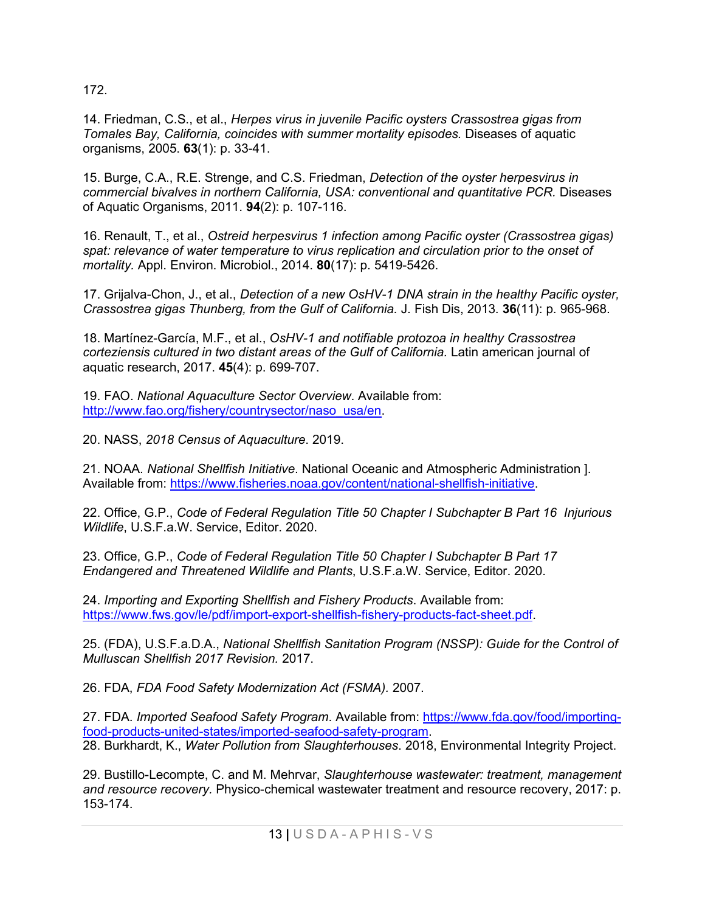172.

14. Friedman, C.S., et al., *Herpes virus in juvenile Pacific oysters Crassostrea gigas from Tomales Bay, California, coincides with summer mortality episodes.* Diseases of aquatic organisms, 2005. **63**(1): p. 33-41.

15. Burge, C.A., R.E. Strenge, and C.S. Friedman, *Detection of the oyster herpesvirus in commercial bivalves in northern California, USA: conventional and quantitative PCR.* Diseases of Aquatic Organisms, 2011. **94**(2): p. 107-116.

16. Renault, T., et al., *Ostreid herpesvirus 1 infection among Pacific oyster (Crassostrea gigas) spat: relevance of water temperature to virus replication and circulation prior to the onset of mortality.* Appl. Environ. Microbiol., 2014. **80**(17): p. 5419-5426.

17. Grijalva-Chon, J., et al., *Detection of a new OsHV-1 DNA strain in the healthy Pacific oyster, Crassostrea gigas Thunberg, from the Gulf of California.* J. Fish Dis, 2013. **36**(11): p. 965-968.

18. Martínez-García, M.F., et al., *OsHV-1 and notifiable protozoa in healthy Crassostrea corteziensis cultured in two distant areas of the Gulf of California.* Latin american journal of aquatic research, 2017. **45**(4): p. 699-707.

19. FAO. *National Aquaculture Sector Overview*. Available from: [http://www.fao.org/fishery/countrysector/naso_usa/en](http://www.fao.org/fishery/countrysector/naso_usa/en).

20. NASS, *2018 Census of Aquaculture*. 2019.

21. NOAA. *National Shellfish Initiative*. National Oceanic and Atmospheric Administration ]. Available from: [https://www.fisheries.noaa.gov/content/national-shellfish-initiative](https://www.fisheries.noaa.gov/content/national-shellfish-initiative).

22. Office, G.P., *Code of Federal Regulation Title 50 Chapter I Subchapter B Part 16 Injurious Wildlife*, U.S.F.a.W. Service, Editor. 2020.

23. Office, G.P., *Code of Federal Regulation Title 50 Chapter I Subchapter B Part 17 Endangered and Threatened Wildlife and Plants*, U.S.F.a.W. Service, Editor. 2020.

24. *Importing and Exporting Shellfish and Fishery Products*. Available from: [https://www.fws.gov/le/pdf/import-export-shellfish-fishery-products-fact-sheet.pdf](https://www.fws.gov/le/pdf/import-export-shellfish-fishery-products-fact-sheet.pdf).

25. (FDA), U.S.F.a.D.A., *National Shellfish Sanitation Program (NSSP): Guide for the Control of Mulluscan Shellfish 2017 Revision.* 2017.

26. FDA, *FDA Food Safety Modernization Act (FSMA).* 2007.

27. FDA. *Imported Seafood Safety Program*. Available from: [https://www.fda.gov/food/importing-food-products-united-states/imported-seafood-safety-program](https://www.fda.gov/food/importing-food-products-united-states/imported-seafood-safety-program).

28. Burkhardt, K., *Water Pollution from Slaughterhouses.* 2018, Environmental Integrity Project.

29. Bustillo-Lecompte, C. and M. Mehrvar, *Slaughterhouse wastewater: treatment, management and resource recovery.* Physico-chemical wastewater treatment and resource recovery, 2017: p. 153-174.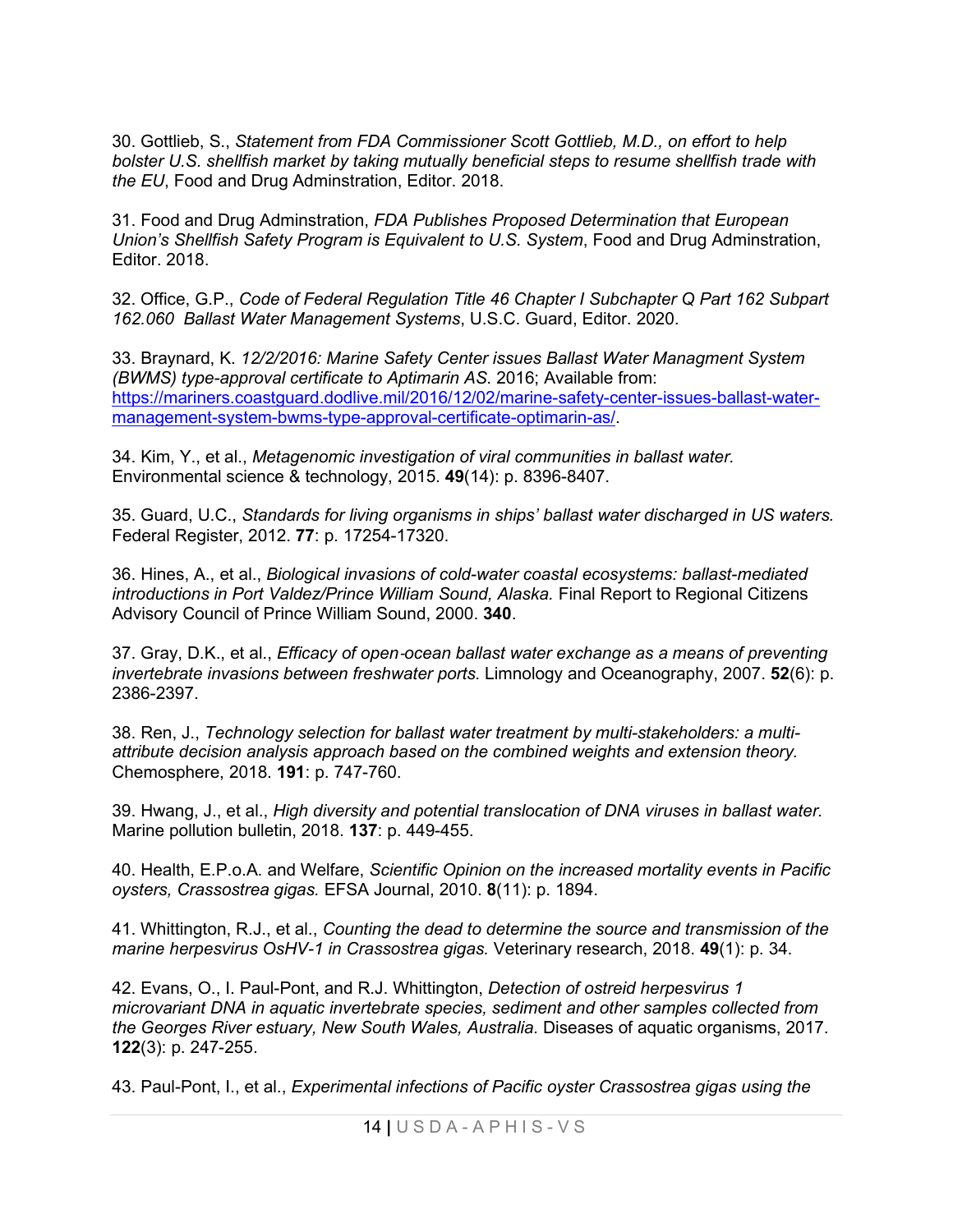30. Gottlieb, S., *Statement from FDA Commissioner Scott Gottlieb, M.D., on effort to help bolster U.S. shellfish market by taking mutually beneficial steps to resume shellfish trade with the EU*, Food and Drug Adminstration, Editor. 2018.

31. Food and Drug Adminstration, *FDA Publishes Proposed Determination that European Union's Shellfish Safety Program is Equivalent to U.S. System*, Food and Drug Adminstration, Editor. 2018.

32. Office, G.P., *Code of Federal Regulation Title 46 Chapter I Subchapter Q Part 162 Subpart 162.060 Ballast Water Management Systems*, U.S.C. Guard, Editor. 2020.

33. Braynard, K. *12/2/2016: Marine Safety Center issues Ballast Water Managment System (BWMS) type-approval certificate to Aptimarin AS*. 2016; Available from: [https://mariners.coastguard.dodlive.mil/2016/12/02/marine-safety-center-issues-ballast-water-management-system-bwms-type-approval-certificate-optimarin-as/](https://mariners.coastguard.dodlive.mil/2016/12/02/marine-safety-center-issues-ballast-water-management-system-bwms-type-approval-certificate-optimarin-as/).

34. Kim, Y., et al., *Metagenomic investigation of viral communities in ballast water.* Environmental science & technology, 2015. **49**(14): p. 8396-8407.

35. Guard, U.C., *Standards for living organisms in ships' ballast water discharged in US waters.* Federal Register, 2012. **77**: p. 17254-17320.

36. Hines, A., et al., *Biological invasions of cold-water coastal ecosystems: ballast-mediated introductions in Port Valdez/Prince William Sound, Alaska.* Final Report to Regional Citizens Advisory Council of Prince William Sound, 2000. **340**.

37. Gray, D.K., et al., *Efficacy of open-ocean ballast water exchange as a means of preventing invertebrate invasions between freshwater ports.* Limnology and Oceanography, 2007. **52**(6): p. 2386-2397.

38. Ren, J., *Technology selection for ballast water treatment by multi-stakeholders: a multi-attribute decision analysis approach based on the combined weights and extension theory.* Chemosphere, 2018. **191**: p. 747-760.

39. Hwang, J., et al., *High diversity and potential translocation of DNA viruses in ballast water.* Marine pollution bulletin, 2018. **137**: p. 449-455.

40. Health, E.P.o.A. and Welfare, *Scientific Opinion on the increased mortality events in Pacific oysters, Crassostrea gigas.* EFSA Journal, 2010. **8**(11): p. 1894.

41. Whittington, R.J., et al., *Counting the dead to determine the source and transmission of the marine herpesvirus OsHV-1 in Crassostrea gigas.* Veterinary research, 2018. **49**(1): p. 34.

42. Evans, O., I. Paul-Pont, and R.J. Whittington, *Detection of ostreid herpesvirus 1 microvariant DNA in aquatic invertebrate species, sediment and other samples collected from the Georges River estuary, New South Wales, Australia.* Diseases of aquatic organisms, 2017. **122**(3): p. 247-255.

43. Paul-Pont, I., et al., *Experimental infections of Pacific oyster Crassostrea gigas using the*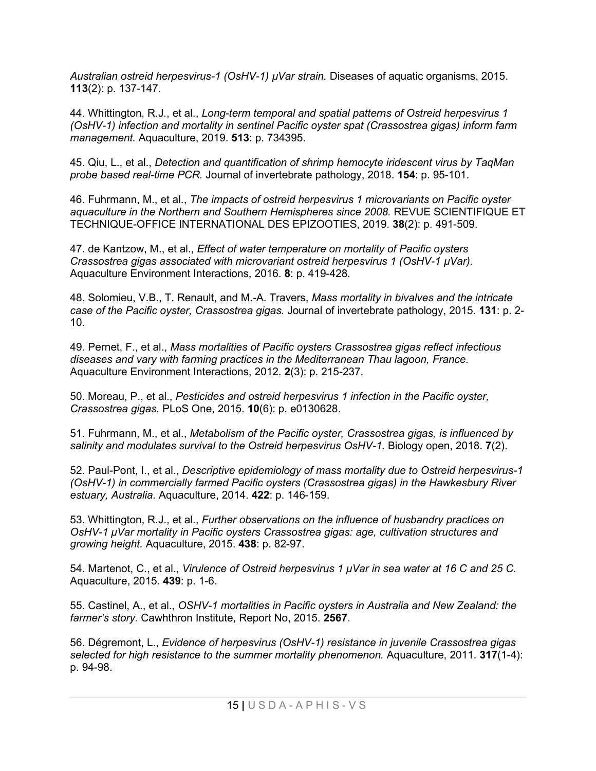*Australian ostreid herpesvirus-1 (OsHV-1) μVar strain.* Diseases of aquatic organisms, 2015. **113**(2): p. 137-147.

44. Whittington, R.J., et al., *Long-term temporal and spatial patterns of Ostreid herpesvirus 1 (OsHV-1) infection and mortality in sentinel Pacific oyster spat (Crassostrea gigas) inform farm management.* Aquaculture, 2019. **513**: p. 734395.

45. Qiu, L., et al., *Detection and quantification of shrimp hemocyte iridescent virus by TaqMan probe based real-time PCR.* Journal of invertebrate pathology, 2018. **154**: p. 95-101.

46. Fuhrmann, M., et al., *The impacts of ostreid herpesvirus 1 microvariants on Pacific oyster aquaculture in the Northern and Southern Hemispheres since 2008.* REVUE SCIENTIFIQUE ET TECHNIQUE-OFFICE INTERNATIONAL DES EPIZOOTIES, 2019. **38**(2): p. 491-509.

47. de Kantzow, M., et al., *Effect of water temperature on mortality of Pacific oysters Crassostrea gigas associated with microvariant ostreid herpesvirus 1 (OsHV-1 μVar).* Aquaculture Environment Interactions, 2016. **8**: p. 419-428.

48. Solomieu, V.B., T. Renault, and M.-A. Travers, *Mass mortality in bivalves and the intricate case of the Pacific oyster, Crassostrea gigas.* Journal of invertebrate pathology, 2015. **131**: p. 2-10.

49. Pernet, F., et al., *Mass mortalities of Pacific oysters Crassostrea gigas reflect infectious diseases and vary with farming practices in the Mediterranean Thau lagoon, France.* Aquaculture Environment Interactions, 2012. **2**(3): p. 215-237.

50. Moreau, P., et al., *Pesticides and ostreid herpesvirus 1 infection in the Pacific oyster, Crassostrea gigas.* PLoS One, 2015. **10**(6): p. e0130628.

51. Fuhrmann, M., et al., *Metabolism of the Pacific oyster, Crassostrea gigas, is influenced by salinity and modulates survival to the Ostreid herpesvirus OsHV-1.* Biology open, 2018. **7**(2).

52. Paul-Pont, I., et al., *Descriptive epidemiology of mass mortality due to Ostreid herpesvirus-1 (OsHV-1) in commercially farmed Pacific oysters (Crassostrea gigas) in the Hawkesbury River estuary, Australia.* Aquaculture, 2014. **422**: p. 146-159.

53. Whittington, R.J., et al., *Further observations on the influence of husbandry practices on OsHV-1 μVar mortality in Pacific oysters Crassostrea gigas: age, cultivation structures and growing height.* Aquaculture, 2015. **438**: p. 82-97.

54. Martenot, C., et al., *Virulence of Ostreid herpesvirus 1 μVar in sea water at 16 C and 25 C.* Aquaculture, 2015. **439**: p. 1-6.

55. Castinel, A., et al., *OSHV-1 mortalities in Pacific oysters in Australia and New Zealand: the farmer's story.* Cawhthron Institute, Report No, 2015. **2567**.

56. Dégremont, L., *Evidence of herpesvirus (OsHV-1) resistance in juvenile Crassostrea gigas selected for high resistance to the summer mortality phenomenon.* Aquaculture, 2011. **317**(1-4): p. 94-98.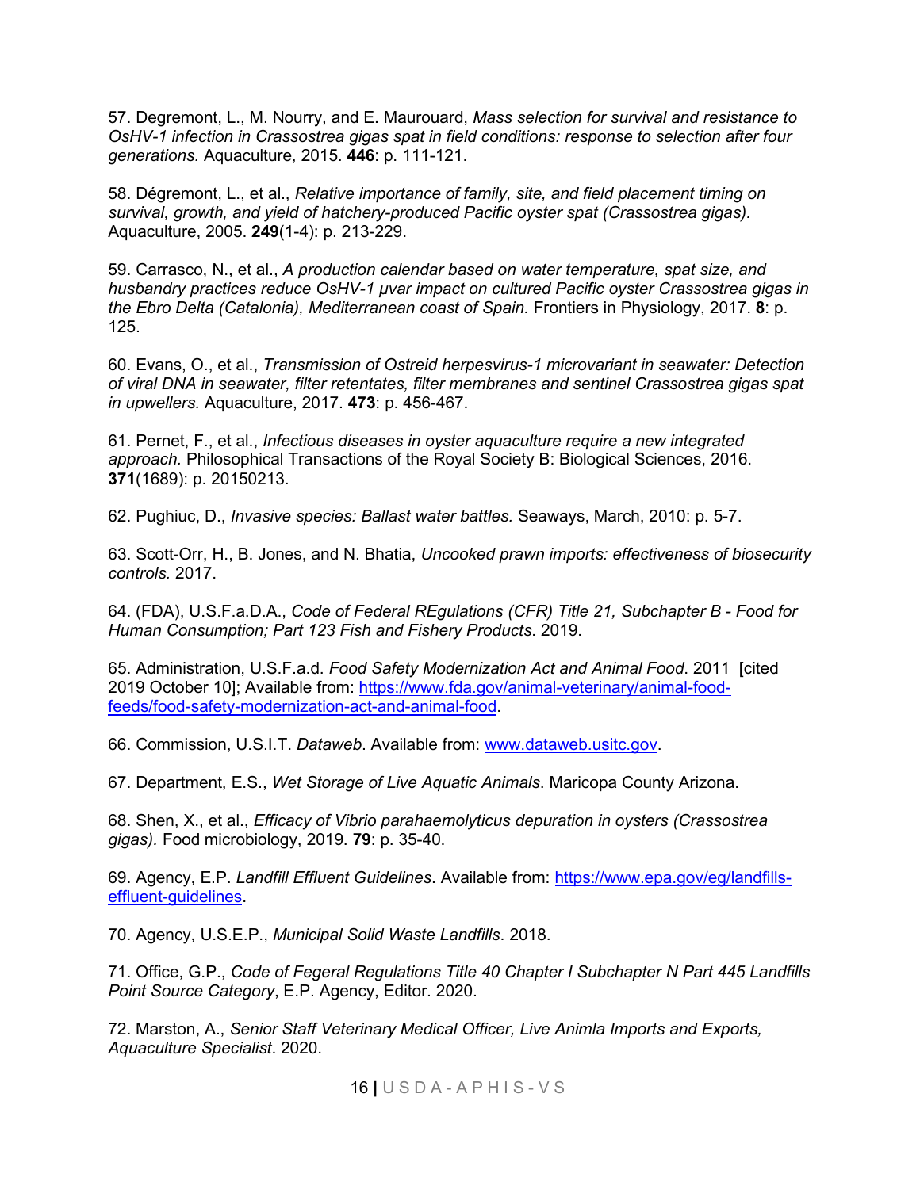57. Degremont, L., M. Nourry, and E. Maurouard, *Mass selection for survival and resistance to OsHV-1 infection in Crassostrea gigas spat in field conditions: response to selection after four generations.* Aquaculture, 2015. **446**: p. 111-121.

58. Dégremont, L., et al., *Relative importance of family, site, and field placement timing on survival, growth, and yield of hatchery-produced Pacific oyster spat (Crassostrea gigas).* Aquaculture, 2005. **249**(1-4): p. 213-229.

59. Carrasco, N., et al., *A production calendar based on water temperature, spat size, and husbandry practices reduce OsHV-1 μvar impact on cultured Pacific oyster Crassostrea gigas in the Ebro Delta (Catalonia), Mediterranean coast of Spain.* Frontiers in Physiology, 2017. **8**: p. 125.

60. Evans, O., et al., *Transmission of Ostreid herpesvirus-1 microvariant in seawater: Detection of viral DNA in seawater, filter retentates, filter membranes and sentinel Crassostrea gigas spat in upwellers.* Aquaculture, 2017. **473**: p. 456-467.

61. Pernet, F., et al., *Infectious diseases in oyster aquaculture require a new integrated approach.* Philosophical Transactions of the Royal Society B: Biological Sciences, 2016. **371**(1689): p. 20150213.

62. Pughiuc, D., *Invasive species: Ballast water battles.* Seaways, March, 2010: p. 5-7.

63. Scott-Orr, H., B. Jones, and N. Bhatia, *Uncooked prawn imports: effectiveness of biosecurity controls.* 2017.

64. (FDA), U.S.F.a.D.A., *Code of Federal REgulations (CFR) Title 21, Subchapter B - Food for Human Consumption; Part 123 Fish and Fishery Products*. 2019.

65. Administration, U.S.F.a.d. *Food Safety Modernization Act and Animal Food*. 2011 [cited 2019 October 10]; Available from: [https://www.fda.gov/animal-veterinary/animal-food-feeds/food-safety-modernization-act-and-animal-food](https://www.fda.gov/animal-veterinary/animal-food-feeds/food-safety-modernization-act-and-animal-food).

66. Commission, U.S.I.T. *Dataweb*. Available from: [www.dataweb.usitc.gov](www.dataweb.usitc.gov).

67. Department, E.S., *Wet Storage of Live Aquatic Animals*. Maricopa County Arizona.

68. Shen, X., et al., *Efficacy of Vibrio parahaemolyticus depuration in oysters (Crassostrea gigas).* Food microbiology, 2019. **79**: p. 35-40.

69. Agency, E.P. *Landfill Effluent Guidelines*. Available from: [https://www.epa.gov/eg/landfills-effluent-guidelines](https://www.epa.gov/eg/landfills-effluent-guidelines).

70. Agency, U.S.E.P., *Municipal Solid Waste Landfills*. 2018.

71. Office, G.P., *Code of Fegeral Regulations Title 40 Chapter I Subchapter N Part 445 Landfills Point Source Category*, E.P. Agency, Editor. 2020.

72. Marston, A., *Senior Staff Veterinary Medical Officer, Live Animla Imports and Exports, Aquaculture Specialist*. 2020.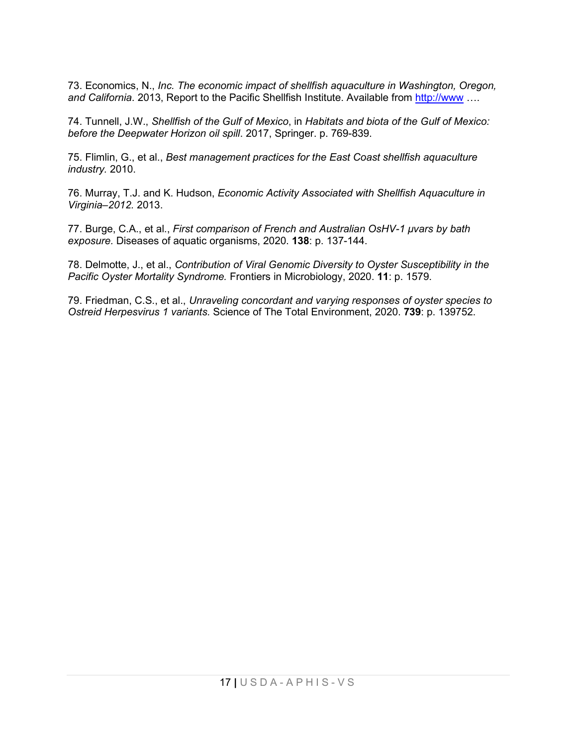73. Economics, N., *Inc. The economic impact of shellfish aquaculture in Washington, Oregon, and California*. 2013, Report to the Pacific Shellfish Institute. Available from http://www ….

74. Tunnell, J.W., *Shellfish of the Gulf of Mexico*, in *Habitats and biota of the Gulf of Mexico: before the Deepwater Horizon oil spill*. 2017, Springer. p. 769-839.

75. Flimlin, G., et al., *Best management practices for the East Coast shellfish aquaculture industry.* 2010.

76. Murray, T.J. and K. Hudson, *Economic Activity Associated with Shellfish Aquaculture in Virginia–2012.* 2013.

77. Burge, C.A., et al., *First comparison of French and Australian OsHV-1 µvars by bath exposure.* Diseases of aquatic organisms, 2020. **138**: p. 137-144.

78. Delmotte, J., et al., *Contribution of Viral Genomic Diversity to Oyster Susceptibility in the Pacific Oyster Mortality Syndrome.* Frontiers in Microbiology, 2020. **11**: p. 1579.

79. Friedman, C.S., et al., *Unraveling concordant and varying responses of oyster species to Ostreid Herpesvirus 1 variants.* Science of The Total Environment, 2020. **739**: p. 139752.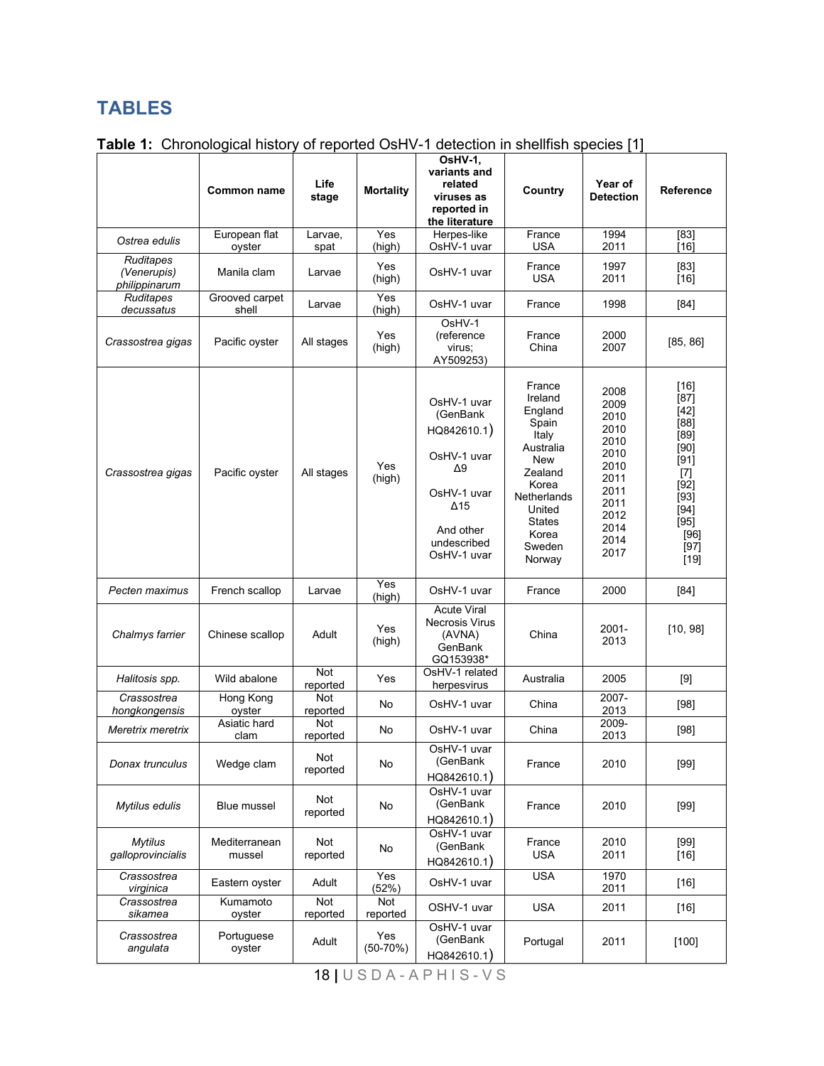# TABLES

**Table 1:** Chronological history of reported OsHV-1 detection in shellfish species [1]

| | Common name | Life stage | Mortality | OsHV-1, variants and related viruses as reported in the literature | Country | Year of Detection | Reference |
|---|---|---|---|---|---|---|---|
| *Ostrea edulis* | European flat oyster | Larvae, spat | Yes (high) | Herpes-like OsHV-1 uvar | France<br>USA | 1994<br>2011 | [83]<br>[16] |
| *Ruditapes (Venerupis) philippinarum* | Manila clam | Larvae | Yes (high) | OsHV-1 uvar | France<br>USA | 1997<br>2011 | [83]<br>[16] |
| *Ruditapes decussatus* | Grooved carpet shell | Larvae | Yes (high) | OsHV-1 uvar | France | 1998 | [84] |
| *Crassostrea gigas* | Pacific oyster | All stages | Yes (high) | OsHV-1 (reference virus; AY509253) | France<br>China | 2000<br>2007 | [85, 86] |
| *Crassostrea gigas* | Pacific oyster | All stages | Yes (high) | OsHV-1 uvar (GenBank HQ842610.1)<br><br>OsHV-1 uvar Δ9<br><br>OsHV-1 uvar Δ15<br><br>And other undescribed OsHV-1 uvar | France<br>Ireland<br>England<br>Spain<br>Italy<br>Australia<br>New Zealand<br>Korea<br>Netherlands<br>United States<br>Korea<br>Sweden<br>Norway | 2008<br>2009<br>2010<br>2010<br>2010<br>2010<br>2010<br>2011<br>2011<br>2011<br>2012<br>2014<br>2014<br>2017 | [16]<br>[87]<br>[42]<br>[88]<br>[89]<br>[90]<br>[91]<br>[7]<br>[92]<br>[93]<br>[94]<br>[95]<br>[96]<br>[97]<br>[19] |
| *Pecten maximus* | French scallop | Larvae | Yes (high) | OsHV-1 uvar | France | 2000 | [84] |
| *Chalmys farrier* | Chinese scallop | Adult | Yes (high) | Acute Viral Necrosis Virus (AVNA) GenBank GQ153938* | China | 2001-2013 | [10, 98] |
| *Halitosis spp.* | Wild abalone | Not reported | Yes | OsHV-1 related herpesvirus | Australia | 2005 | [9] |
| *Crassostrea hongkongensis* | Hong Kong oyster | Not reported | No | OsHV-1 uvar | China | 2007-2013 | [98] |
| *Meretrix meretrix* | Asiatic hard clam | Not reported | No | OsHV-1 uvar | China | 2009-2013 | [98] |
| *Donax trunculus* | Wedge clam | Not reported | No | OsHV-1 uvar (GenBank HQ842610.1) | France | 2010 | [99] |
| *Mytilus edulis* | Blue mussel | Not reported | No | OsHV-1 uvar (GenBank HQ842610.1) | France | 2010 | [99] |
| *Mytilus galloprovincialis* | Mediterranean mussel | Not reported | No | OsHV-1 uvar (GenBank HQ842610.1) | France<br>USA | 2010<br>2011 | [99]<br>[16] |
| *Crassostrea virginica* | Eastern oyster | Adult | Yes (52%) | OsHV-1 uvar | USA | 1970<br>2011 | [16] |
| *Crassostrea sikamea* | Kumamoto oyster | Not reported | Not reported | OSHV-1 uvar | USA | 2011 | [16] |
| *Crassostrea angulata* | Portuguese oyster | Adult | Yes (50-70%) | OsHV-1 uvar (GenBank HQ842610.1) | Portugal | 2011 | [100] |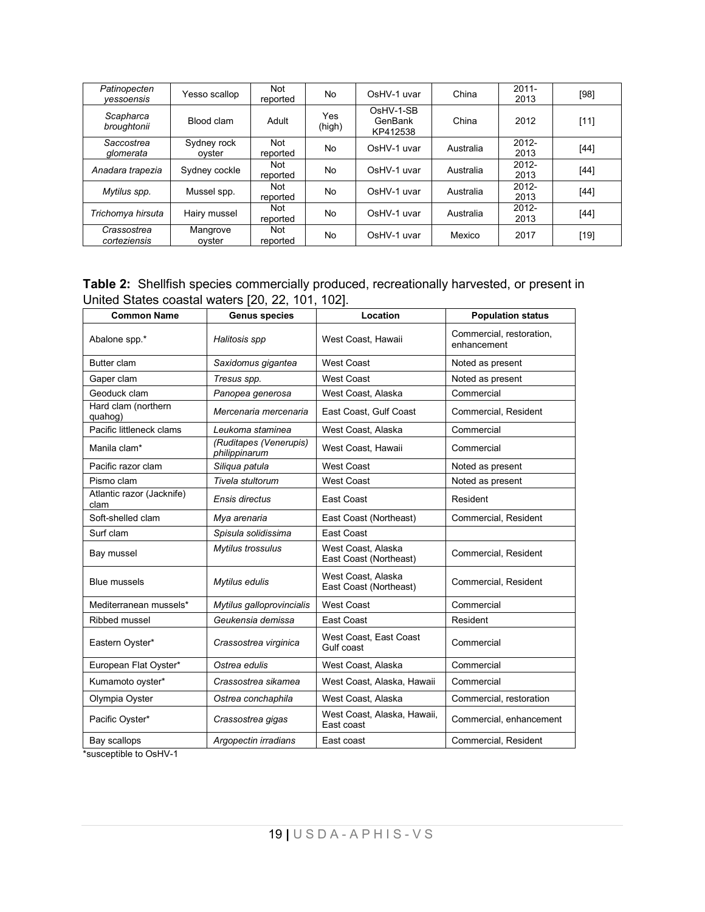| *Patinopecten yessoensis* | Yesso scallop | Not reported | No | OsHV-1 uvar | China | 2011-2013 | [98] |
|---|---|---|---|---|---|---|---|
| *Scapharca broughtonii* | Blood clam | Adult | Yes (high) | OsHV-1-SB GenBank KP412538 | China | 2012 | [11] |
| *Saccostrea glomerata* | Sydney rock oyster | Not reported | No | OsHV-1 uvar | Australia | 2012-2013 | [44] |
| *Anadara trapezia* | Sydney cockle | Not reported | No | OsHV-1 uvar | Australia | 2012-2013 | [44] |
| *Mytilus spp.* | Mussel spp. | Not reported | No | OsHV-1 uvar | Australia | 2012-2013 | [44] |
| *Trichomya hirsuta* | Hairy mussel | Not reported | No | OsHV-1 uvar | Australia | 2012-2013 | [44] |
| *Crassostrea corteziensis* | Mangrove oyster | Not reported | No | OsHV-1 uvar | Mexico | 2017 | [19] |

**Table 2:** Shellfish species commercially produced, recreationally harvested, or present in United States coastal waters [20, 22, 101, 102].

| Common Name | Genus species | Location | Population status |
|---|---|---|---|
| Abalone spp.* | *Halitosis spp* | West Coast, Hawaii | Commercial, restoration, enhancement |
| Butter clam | *Saxidomus gigantea* | West Coast | Noted as present |
| Gaper clam | *Tresus spp.* | West Coast | Noted as present |
| Geoduck clam | *Panopea generosa* | West Coast, Alaska | Commercial |
| Hard clam (northern quahog) | *Mercenaria mercenaria* | East Coast, Gulf Coast | Commercial, Resident |
| Pacific littleneck clams | *Leukoma staminea* | West Coast, Alaska | Commercial |
| Manila clam* | *(Ruditapes (Venerupis) philippinarum* | West Coast, Hawaii | Commercial |
| Pacific razor clam | *Siliqua patula* | West Coast | Noted as present |
| Pismo clam | *Tivela stultorum* | West Coast | Noted as present |
| Atlantic razor (Jacknife) clam | *Ensis directus* | East Coast | Resident |
| Soft-shelled clam | *Mya arenaria* | East Coast (Northeast) | Commercial, Resident |
| Surf clam | *Spisula solidissima* | East Coast | |
| Bay mussel | *Mytilus trossulus* | West Coast, Alaska East Coast (Northeast) | Commercial, Resident |
| Blue mussels | *Mytilus edulis* | West Coast, Alaska East Coast (Northeast) | Commercial, Resident |
| Mediterranean mussels* | *Mytilus galloprovincialis* | West Coast | Commercial |
| Ribbed mussel | *Geukensia demissa* | East Coast | Resident |
| Eastern Oyster* | *Crassostrea virginica* | West Coast, East Coast Gulf coast | Commercial |
| European Flat Oyster* | *Ostrea edulis* | West Coast, Alaska | Commercial |
| Kumamoto oyster* | *Crassostrea sikamea* | West Coast, Alaska, Hawaii | Commercial |
| Olympia Oyster | *Ostrea conchaphila* | West Coast, Alaska | Commercial, restoration |
| Pacific Oyster* | *Crassostrea gigas* | West Coast, Alaska, Hawaii, East coast | Commercial, enhancement |
| Bay scallops | *Argopectin irradians* | East coast | Commercial, Resident |

*susceptible to OsHV-1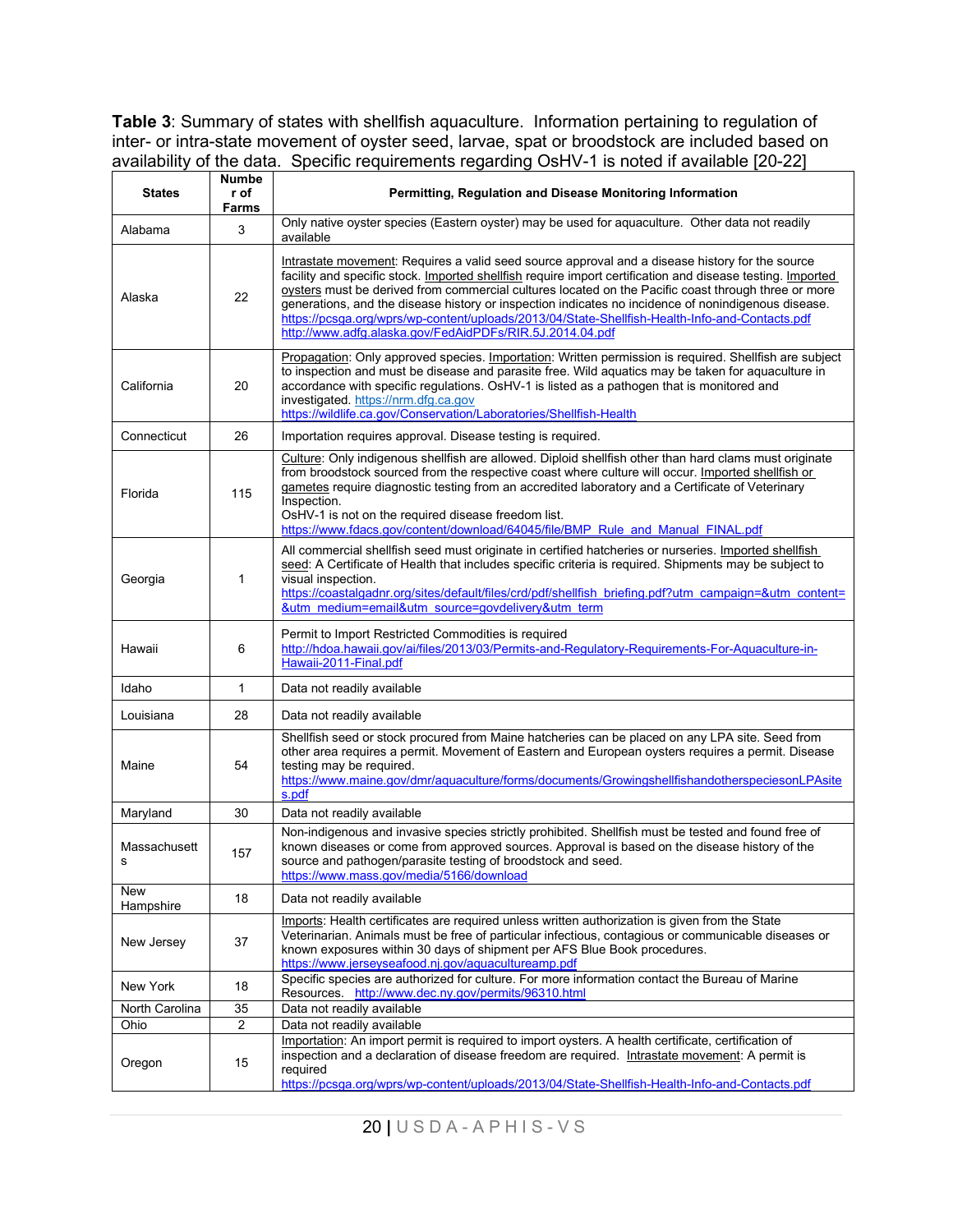**Table 3**: Summary of states with shellfish aquaculture. Information pertaining to regulation of inter- or intra-state movement of oyster seed, larvae, spat or broodstock are included based on availability of the data. Specific requirements regarding OsHV-1 is noted if available [20-22]

| States | Number of Farms | Permitting, Regulation and Disease Monitoring Information |
|---|---|---|
| Alabama | 3 | Only native oyster species (Eastern oyster) may be used for aquaculture. Other data not readily available |
| Alaska | 22 | Intrastate movement: Requires a valid seed source approval and a disease history for the source facility and specific stock. Imported shellfish require import certification and disease testing. Imported oysters must be derived from commercial cultures located on the Pacific coast through three or more generations, and the disease history or inspection indicates no incidence of nonindigenous disease. https://pcsga.org/wprs/wp-content/uploads/2013/04/State-Shellfish-Health-Info-and-Contacts.pdf http://www.adfg.alaska.gov/FedAidPDFs/RIR.5J.2014.04.pdf |
| California | 20 | Propagation: Only approved species. Importation: Written permission is required. Shellfish are subject to inspection and must be disease and parasite free. Wild aquatics may be taken for aquaculture in accordance with specific regulations. OsHV-1 is listed as a pathogen that is monitored and investigated. https://nrm.dfg.ca.gov https://wildlife.ca.gov/Conservation/Laboratories/Shellfish-Health |
| Connecticut | 26 | Importation requires approval. Disease testing is required. |
| Florida | 115 | Culture: Only indigenous shellfish are allowed. Diploid shellfish other than hard clams must originate from broodstock sourced from the respective coast where culture will occur. Imported shellfish or gametes require diagnostic testing from an accredited laboratory and a Certificate of Veterinary Inspection. OsHV-1 is not on the required disease freedom list. https://www.fdacs.gov/content/download/64045/file/BMP_Rule_and_Manual_FINAL.pdf |
| Georgia | 1 | All commercial shellfish seed must originate in certified hatcheries or nurseries. Imported shellfish seed: A Certificate of Health that includes specific criteria is required. Shipments may be subject to visual inspection. https://coastalgadnr.org/sites/default/files/crd/pdf/shellfish_briefing.pdf?utm_campaign=&utm_content=&utm_medium=email&utm_source=govdelivery&utm_term |
| Hawaii | 6 | Permit to Import Restricted Commodities is required http://hdoa.hawaii.gov/ai/files/2013/03/Permits-and-Regulatory-Requirements-For-Aquaculture-in-Hawaii-2011-Final.pdf |
| Idaho | 1 | Data not readily available |
| Louisiana | 28 | Data not readily available |
| Maine | 54 | Shellfish seed or stock procured from Maine hatcheries can be placed on any LPA site. Seed from other area requires a permit. Movement of Eastern and European oysters requires a permit. Disease testing may be required. https://www.maine.gov/dmr/aquaculture/forms/documents/GrowingshellfishandotherspeciesonLPAsites.pdf |
| Maryland | 30 | Data not readily available |
| Massachusetts | 157 | Non-indigenous and invasive species strictly prohibited. Shellfish must be tested and found free of known diseases or come from approved sources. Approval is based on the disease history of the source and pathogen/parasite testing of broodstock and seed. https://www.mass.gov/media/5166/download |
| New Hampshire | 18 | Data not readily available |
| New Jersey | 37 | Imports: Health certificates are required unless written authorization is given from the State Veterinarian. Animals must be free of particular infectious, contagious or communicable diseases or known exposures within 30 days of shipment per AFS Blue Book procedures. https://www.jerseyseafood.nj.gov/aquacultureamp.pdf |
| New York | 18 | Specific species are authorized for culture. For more information contact the Bureau of Marine Resources. http://www.dec.ny.gov/permits/96310.html |
| North Carolina | 35 | Data not readily available |
| Ohio | 2 | Data not readily available |
| Oregon | 15 | Importation: An import permit is required to import oysters. A health certificate, certification of inspection and a declaration of disease freedom are required. Intrastate movement: A permit is required https://pcsga.org/wprs/wp-content/uploads/2013/04/State-Shellfish-Health-Info-and-Contacts.pdf |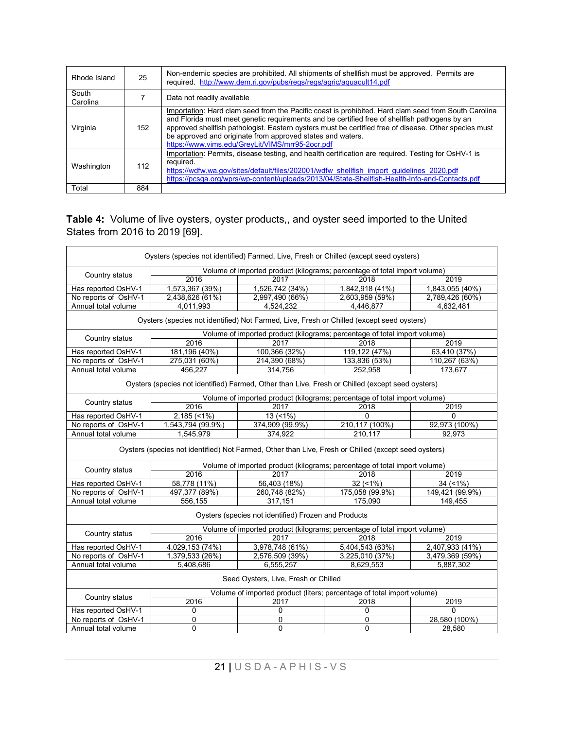| Rhode Island | 25 | Non-endemic species are prohibited. All shipments of shellfish must be approved. Permits are required. http://www.dem.ri.gov/pubs/regs/regs/agric/aquacult14.pdf |
|---|---|---|
| South Carolina | 7 | Data not readily available |
| Virginia | 152 | Importation: Hard clam seed from the Pacific coast is prohibited. Hard clam seed from South Carolina and Florida must meet genetic requirements and be certified free of shellfish pathogens by an approved shellfish pathologist. Eastern oysters must be certified free of disease. Other species must be approved and originate from approved states and waters. https://www.vims.edu/GreyLit/VIMS/mrr95-2ocr.pdf |
| Washington | 112 | Importation: Permits, disease testing, and health certification are required. Testing for OsHV-1 is required. https://wdfw.wa.gov/sites/default/files/202001/wdfw_shellfish_import_guidelines_2020.pdf https://pcsga.org/wprs/wp-content/uploads/2013/04/State-Shellfish-Health-Info-and-Contacts.pdf |
| Total | 884 | |

**Table 4:** Volume of live oysters, oyster products,, and oyster seed imported to the United States from 2016 to 2019 [69].

| Oysters (species not identified) Farmed, Live, Fresh or Chilled (except seed oysters) | | | | |
|---|---|---|---|---|
| Country status | Volume of imported product (kilograms; percentage of total import volume) | | | |
| | 2016 | 2017 | 2018 | 2019 |
| Has reported OsHV-1 | 1,573,367 (39%) | 1,526,742 (34%) | 1,842,918 (41%) | 1,843,055 (40%) |
| No reports of OsHV-1 | 2,438,626 (61%) | 2,997,490 (66%) | 2,603,959 (59%) | 2,789,426 (60%) |
| Annual total volume | 4,011,993 | 4,524,232 | 4,446,877 | 4,632,481 |
| **Oysters (species not identified) Not Farmed, Live, Fresh or Chilled (except seed oysters)** | | | | |
| Country status | Volume of imported product (kilograms; percentage of total import volume) | | | |
| | 2016 | 2017 | 2018 | 2019 |
| Has reported OsHV-1 | 181,196 (40%) | 100,366 (32%) | 119,122 (47%) | 63,410 (37%) |
| No reports of OsHV-1 | 275,031 (60%) | 214,390 (68%) | 133,836 (53%) | 110,267 (63%) |
| Annual total volume | 456,227 | 314,756 | 252,958 | 173,677 |
| **Oysters (species not identified) Farmed, Other than Live, Fresh or Chilled (except seed oysters)** | | | | |
| Country status | Volume of imported product (kilograms; percentage of total import volume) | | | |
| | 2016 | 2017 | 2018 | 2019 |
| Has reported OsHV-1 | 2,185 (<1%) | 13 (<1%) | 0 | 0 |
| No reports of OsHV-1 | 1,543,794 (99.9%) | 374,909 (99.9%) | 210,117 (100%) | 92,973 (100%) |
| Annual total volume | 1,545,979 | 374,922 | 210,117 | 92,973 |
| **Oysters (species not identified) Not Farmed, Other than Live, Fresh or Chilled (except seed oysters)** | | | | |
| Country status | Volume of imported product (kilograms; percentage of total import volume) | | | |
| | 2016 | 2017 | 2018 | 2019 |
| Has reported OsHV-1 | 58,778 (11%) | 56,403 (18%) | 32 (<1%) | 34 (<1%) |
| No reports of OsHV-1 | 497,377 (89%) | 260,748 (82%) | 175,058 (99.9%) | 149,421 (99.9%) |
| Annual total volume | 556,155 | 317,151 | 175,090 | 149,455 |
| **Oysters (species not identified) Frozen and Products** | | | | |
| Country status | Volume of imported product (kilograms; percentage of total import volume) | | | |
| | 2016 | 2017 | 2018 | 2019 |
| Has reported OsHV-1 | 4,029,153 (74%) | 3,978,748 (61%) | 5,404,543 (63%) | 2,407,933 (41%) |
| No reports of OsHV-1 | 1,379,533 (26%) | 2,576,509 (39%) | 3,225,010 (37%) | 3,479,369 (59%) |
| Annual total volume | 5,408,686 | 6,555,257 | 8,629,553 | 5,887,302 |
| **Seed Oysters, Live, Fresh or Chilled** | | | | |
| Country status | Volume of imported product (liters; percentage of total import volume) | | | |
| | 2016 | 2017 | 2018 | 2019 |
| Has reported OsHV-1 | 0 | 0 | 0 | 0 |
| No reports of OsHV-1 | 0 | 0 | 0 | 28,580 (100%) |
| Annual total volume | 0 | 0 | 0 | 28,580 |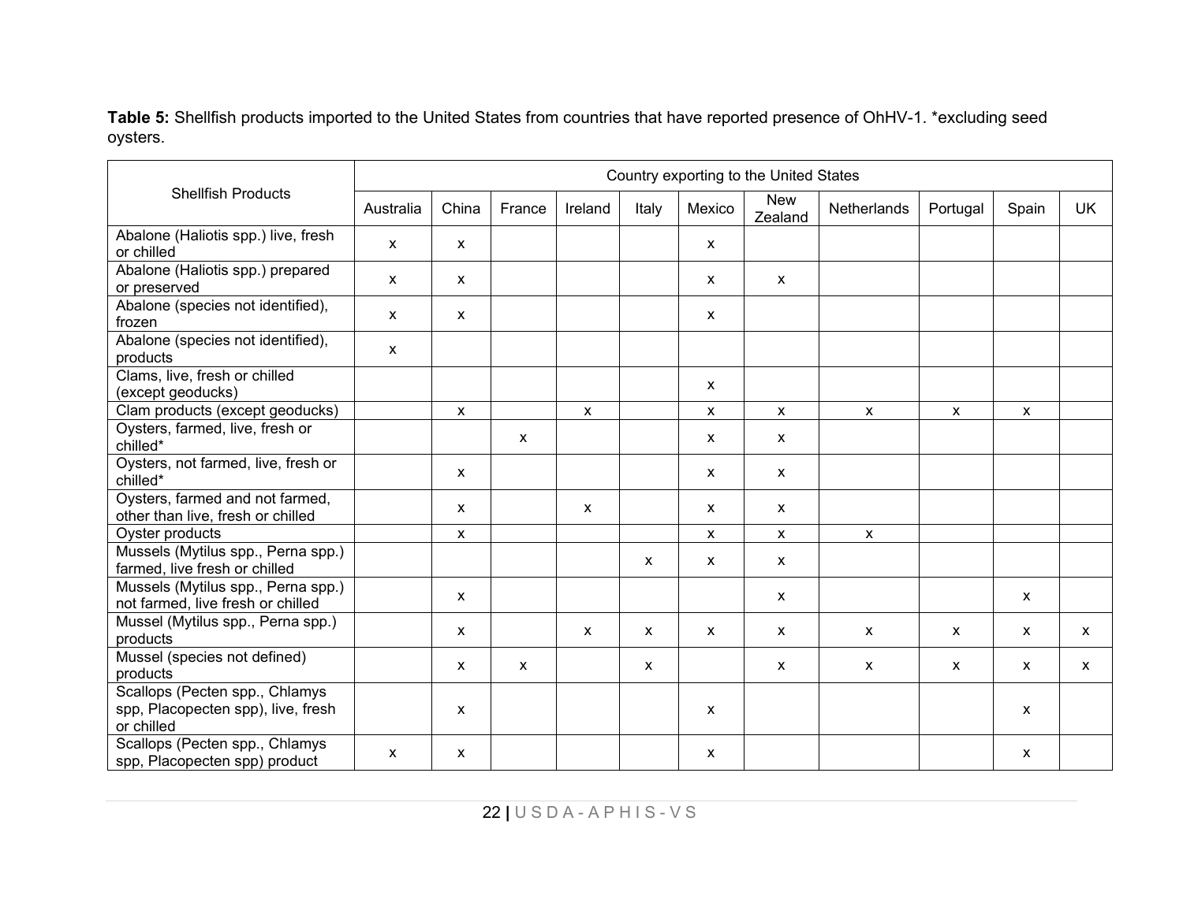**Table 5:** Shellfish products imported to the United States from countries that have reported presence of OhHV-1. *excluding seed oysters.

| Shellfish Products | Country exporting to the United States | | | | | | | | | | |
|---|---|---|---|---|---|---|---|---|---|---|---|
| | Australia | China | France | Ireland | Italy | Mexico | New Zealand | Netherlands | Portugal | Spain | UK |
| Abalone (Haliotis spp.) live, fresh or chilled | x | x | | | | x | | | | | |
| Abalone (Haliotis spp.) prepared or preserved | x | x | | | | x | x | | | | |
| Abalone (species not identified), frozen | x | x | | | | x | | | | | |
| Abalone (species not identified), products | x | | | | | | | | | | |
| Clams, live, fresh or chilled (except geoducks) | | | | | | x | | | | | |
| Clam products (except geoducks) | | x | | x | | x | x | x | x | x | |
| Oysters, farmed, live, fresh or chilled* | | | x | | | x | x | | | | |
| Oysters, not farmed, live, fresh or chilled* | | x | | | | x | x | | | | |
| Oysters, farmed and not farmed, other than live, fresh or chilled | | x | | x | | x | x | | | | |
| Oyster products | | x | | | | x | x | x | | | |
| Mussels (Mytilus spp., Perna spp.) farmed, live fresh or chilled | | | | | x | x | x | | | | |
| Mussels (Mytilus spp., Perna spp.) not farmed, live fresh or chilled | | x | | | | | x | | | x | |
| Mussel (Mytilus spp., Perna spp.) products | | x | | x | x | x | x | x | x | x | x |
| Mussel (species not defined) products | | x | x | | x | | x | x | x | x | x |
| Scallops (Pecten spp., Chlamys spp, Placopecten spp), live, fresh or chilled | | x | | | | x | | | | x | |
| Scallops (Pecten spp., Chlamys spp, Placopecten spp) product | x | x | | | | x | | | | x | |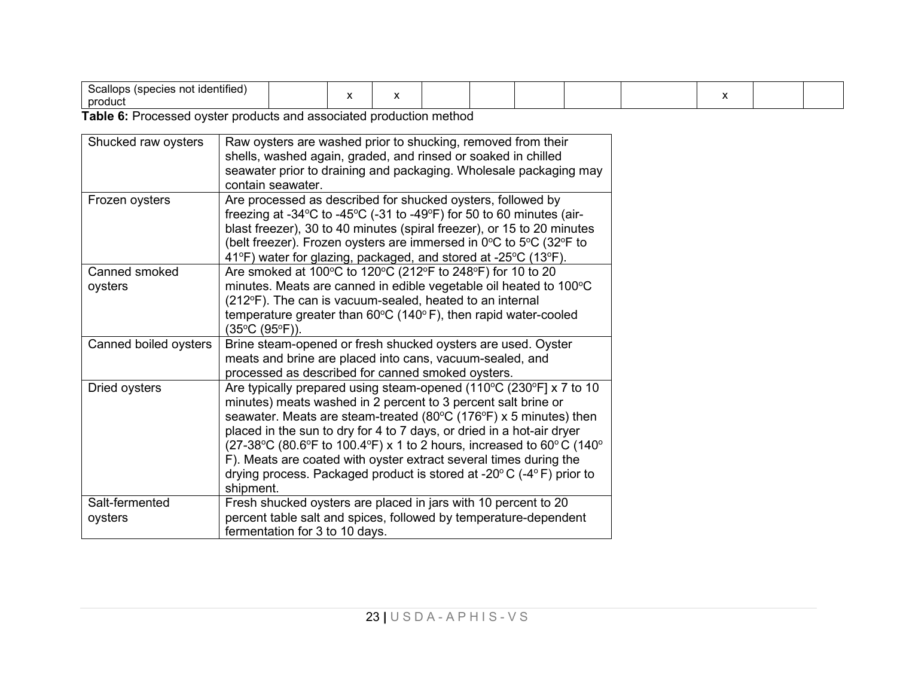| Scallops (species not identified) product | | x | x | | | | | | x | | |
|---|---|---|---|---|---|---|---|---|---|---|---|

**Table 6:** Processed oyster products and associated production method

| | |
|---|---|
| Shucked raw oysters | Raw oysters are washed prior to shucking, removed from their shells, washed again, graded, and rinsed or soaked in chilled seawater prior to draining and packaging. Wholesale packaging may contain seawater. |
| Frozen oysters | Are processed as described for shucked oysters, followed by freezing at -34ºC to -45ºC (-31 to -49ºF) for 50 to 60 minutes (air-blast freezer), 30 to 40 minutes (spiral freezer), or 15 to 20 minutes (belt freezer). Frozen oysters are immersed in 0ºC to 5ºC (32ºF to 41ºF) water for glazing, packaged, and stored at -25ºC (13ºF). |
| Canned smoked oysters | Are smoked at 100ºC to 120ºC (212ºF to 248ºF) for 10 to 20 minutes. Meats are canned in edible vegetable oil heated to 100ºC (212ºF). The can is vacuum-sealed, heated to an internal temperature greater than 60ºC (140º F), then rapid water-cooled (35ºC (95ºF)). |
| Canned boiled oysters | Brine steam-opened or fresh shucked oysters are used. Oyster meats and brine are placed into cans, vacuum-sealed, and processed as described for canned smoked oysters. |
| Dried oysters | Are typically prepared using steam-opened (110ºC (230ºF] x 7 to 10 minutes) meats washed in 2 percent to 3 percent salt brine or seawater. Meats are steam-treated (80ºC (176ºF) x 5 minutes) then placed in the sun to dry for 4 to 7 days, or dried in a hot-air dryer (27-38ºC (80.6ºF to 100.4ºF) x 1 to 2 hours, increased to 60º C (140º F). Meats are coated with oyster extract several times during the drying process. Packaged product is stored at -20º C (-4º F) prior to shipment. |
| Salt-fermented oysters | Fresh shucked oysters are placed in jars with 10 percent to 20 percent table salt and spices, followed by temperature-dependent fermentation for 3 to 10 days. |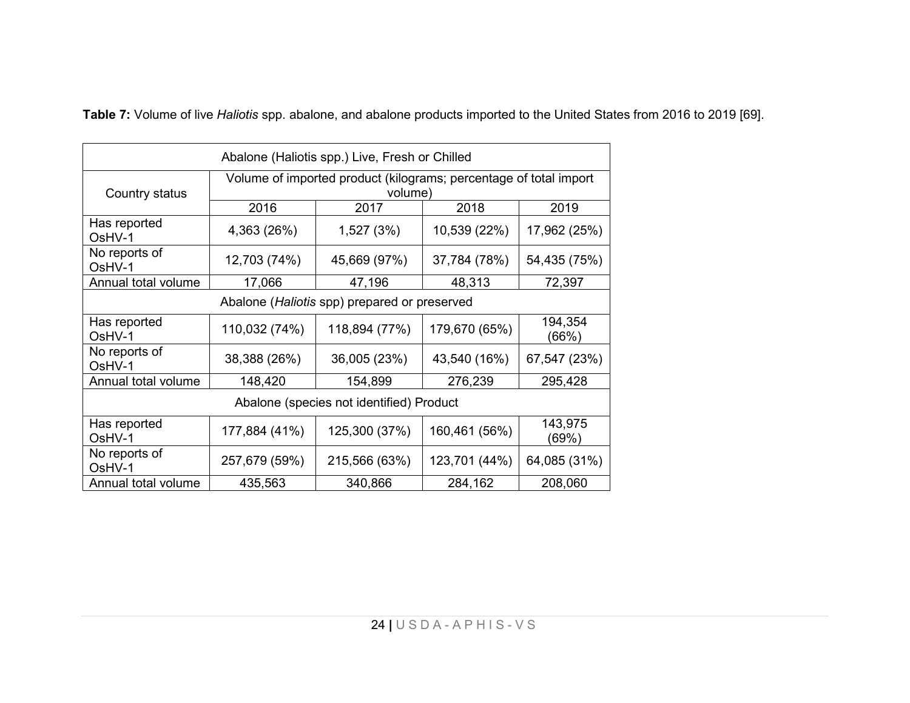**Table 7:** Volume of live *Haliotis* spp. abalone, and abalone products imported to the United States from 2016 to 2019 [69].

| Country status | Volume of imported product (kilograms; percentage of total import volume) | | | |
|---|---|---|---|---|
| | 2016 | 2017 | 2018 | 2019 |
| **Abalone (Haliotis spp.) Live, Fresh or Chilled** | | | | |
| Has reported OsHV-1 | 4,363 (26%) | 1,527 (3%) | 10,539 (22%) | 17,962 (25%) |
| No reports of OsHV-1 | 12,703 (74%) | 45,669 (97%) | 37,784 (78%) | 54,435 (75%) |
| Annual total volume | 17,066 | 47,196 | 48,313 | 72,397 |
| **Abalone (*Haliotis* spp) prepared or preserved** | | | | |
| Has reported OsHV-1 | 110,032 (74%) | 118,894 (77%) | 179,670 (65%) | 194,354 (66%) |
| No reports of OsHV-1 | 38,388 (26%) | 36,005 (23%) | 43,540 (16%) | 67,547 (23%) |
| Annual total volume | 148,420 | 154,899 | 276,239 | 295,428 |
| **Abalone (species not identified) Product** | | | | |
| Has reported OsHV-1 | 177,884 (41%) | 125,300 (37%) | 160,461 (56%) | 143,975 (69%) |
| No reports of OsHV-1 | 257,679 (59%) | 215,566 (63%) | 123,701 (44%) | 64,085 (31%) |
| Annual total volume | 435,563 | 340,866 | 284,162 | 208,060 |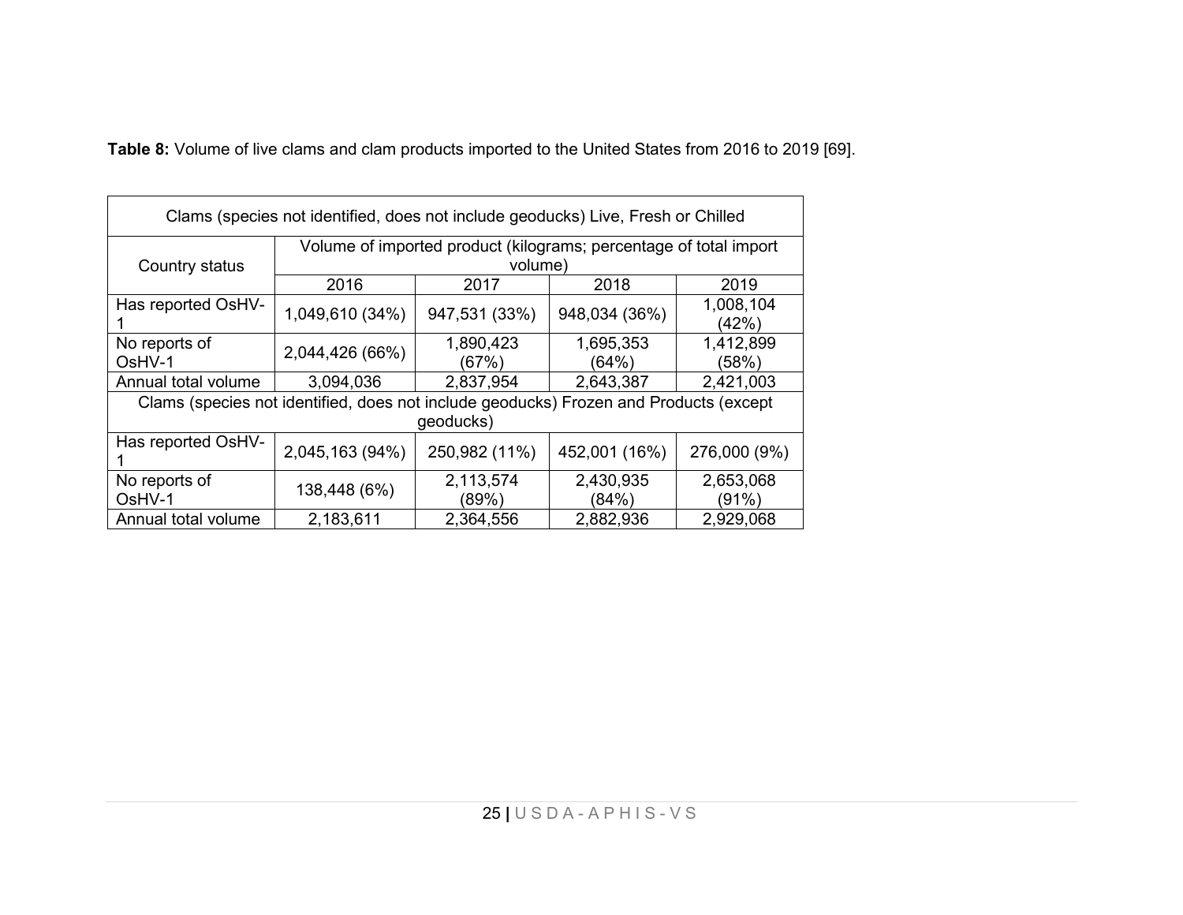**Table 8:** Volume of live clams and clam products imported to the United States from 2016 to 2019 [69].

| Clams (species not identified, does not include geoducks) Live, Fresh or Chilled | | | | |
|---|---|---|---|---|
| Country status | Volume of imported product (kilograms; percentage of total import volume) | | | |
| | 2016 | 2017 | 2018 | 2019 |
| Has reported OsHV-1 | 1,049,610 (34%) | 947,531 (33%) | 948,034 (36%) | 1,008,104 (42%) |
| No reports of OsHV-1 | 2,044,426 (66%) | 1,890,423 (67%) | 1,695,353 (64%) | 1,412,899 (58%) |
| Annual total volume | 3,094,036 | 2,837,954 | 2,643,387 | 2,421,003 |
| Clams (species not identified, does not include geoducks) Frozen and Products (except geoducks) | | | | |
| Has reported OsHV-1 | 2,045,163 (94%) | 250,982 (11%) | 452,001 (16%) | 276,000 (9%) |
| No reports of OsHV-1 | 138,448 (6%) | 2,113,574 (89%) | 2,430,935 (84%) | 2,653,068 (91%) |
| Annual total volume | 2,183,611 | 2,364,556 | 2,882,936 | 2,929,068 |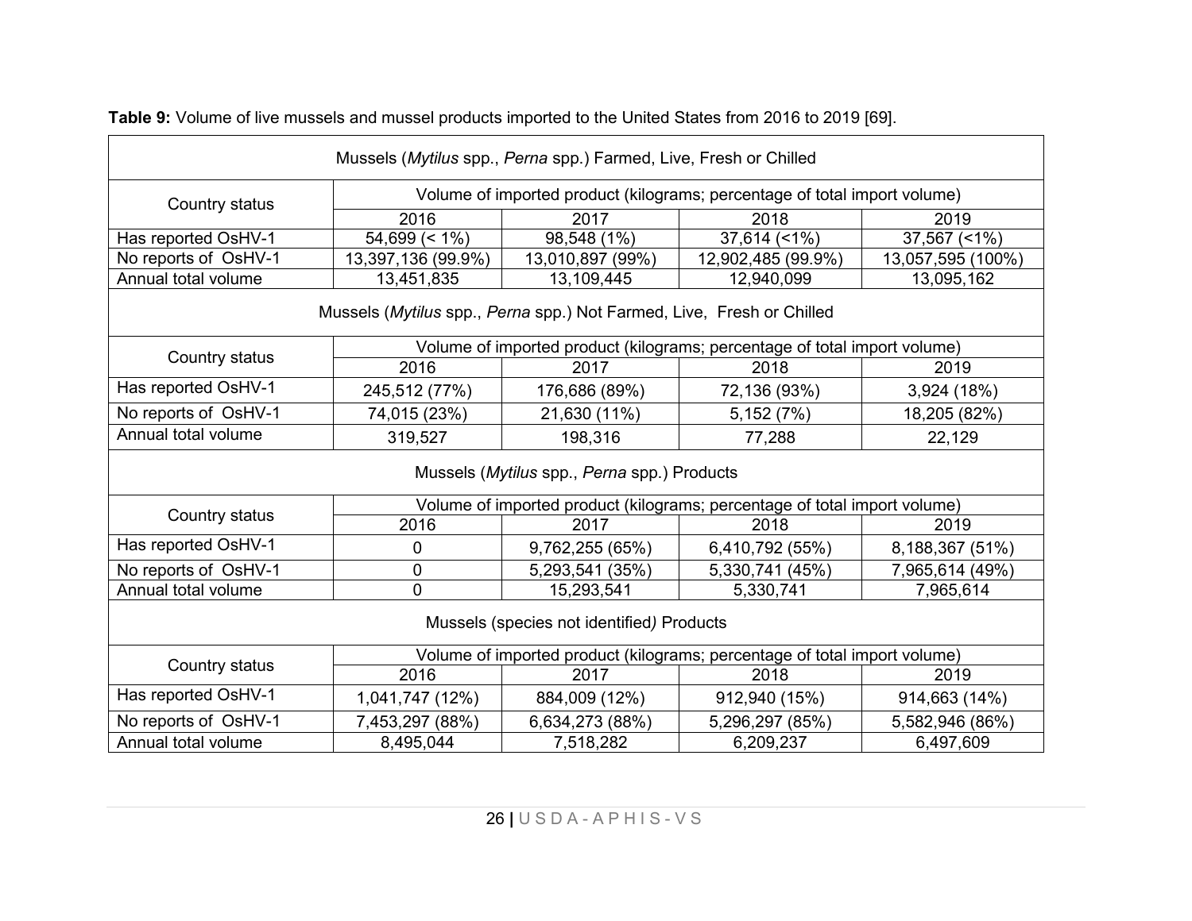**Table 9:** Volume of live mussels and mussel products imported to the United States from 2016 to 2019 [69].

| Mussels (*Mytilus* spp., *Perna* spp.) Farmed, Live, Fresh or Chilled | | | | |
|---|---|---|---|---|
| Country status | Volume of imported product (kilograms; percentage of total import volume) | | | |
| | 2016 | 2017 | 2018 | 2019 |
| Has reported OsHV-1 | 54,699 (< 1%) | 98,548 (1%) | 37,614 (<1%) | 37,567 (<1%) |
| No reports of OsHV-1 | 13,397,136 (99.9%) | 13,010,897 (99%) | 12,902,485 (99.9%) | 13,057,595 (100%) |
| Annual total volume | 13,451,835 | 13,109,445 | 12,940,099 | 13,095,162 |
| **Mussels (*Mytilus* spp., *Perna* spp.) Not Farmed, Live, Fresh or Chilled** | | | | |
| Country status | Volume of imported product (kilograms; percentage of total import volume) | | | |
| | 2016 | 2017 | 2018 | 2019 |
| Has reported OsHV-1 | 245,512 (77%) | 176,686 (89%) | 72,136 (93%) | 3,924 (18%) |
| No reports of OsHV-1 | 74,015 (23%) | 21,630 (11%) | 5,152 (7%) | 18,205 (82%) |
| Annual total volume | 319,527 | 198,316 | 77,288 | 22,129 |
| **Mussels (*Mytilus* spp., *Perna* spp.) Products** | | | | |
| Country status | Volume of imported product (kilograms; percentage of total import volume) | | | |
| | 2016 | 2017 | 2018 | 2019 |
| Has reported OsHV-1 | 0 | 9,762,255 (65%) | 6,410,792 (55%) | 8,188,367 (51%) |
| No reports of OsHV-1 | 0 | 5,293,541 (35%) | 5,330,741 (45%) | 7,965,614 (49%) |
| Annual total volume | 0 | 15,293,541 | 5,330,741 | 7,965,614 |
| **Mussels (species not identified) Products** | | | | |
| Country status | Volume of imported product (kilograms; percentage of total import volume) | | | |
| | 2016 | 2017 | 2018 | 2019 |
| Has reported OsHV-1 | 1,041,747 (12%) | 884,009 (12%) | 912,940 (15%) | 914,663 (14%) |
| No reports of OsHV-1 | 7,453,297 (88%) | 6,634,273 (88%) | 5,296,297 (85%) | 5,582,946 (86%) |
| Annual total volume | 8,495,044 | 7,518,282 | 6,209,237 | 6,497,609 |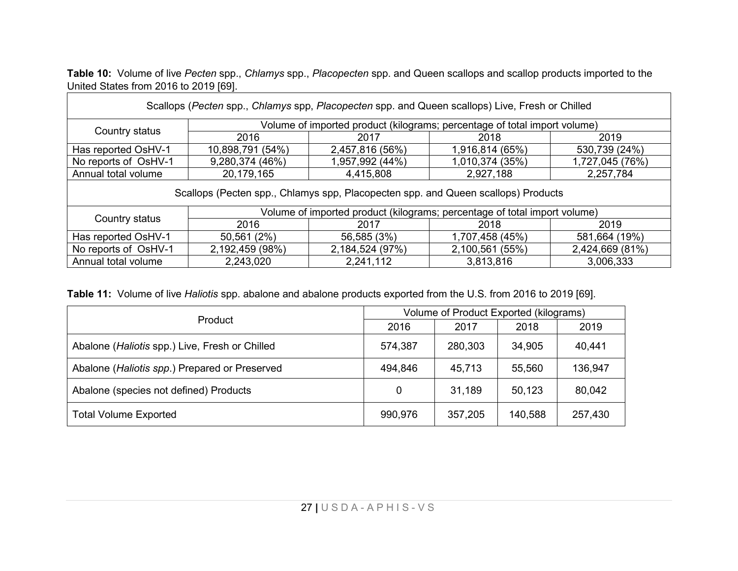**Table 10:** Volume of live *Pecten* spp., *Chlamys* spp., *Placopecten* spp. and Queen scallops and scallop products imported to the United States from 2016 to 2019 [69].

| Scallops (*Pecten* spp., *Chlamys* spp, *Placopecten* spp. and Queen scallops) Live, Fresh or Chilled | | | | |
|---|---|---|---|---|
| Country status | Volume of imported product (kilograms; percentage of total import volume) | | | |
| | 2016 | 2017 | 2018 | 2019 |
| Has reported OsHV-1 | 10,898,791 (54%) | 2,457,816 (56%) | 1,916,814 (65%) | 530,739 (24%) |
| No reports of OsHV-1 | 9,280,374 (46%) | 1,957,992 (44%) | 1,010,374 (35%) | 1,727,045 (76%) |
| Annual total volume | 20,179,165 | 4,415,808 | 2,927,188 | 2,257,784 |
| Scallops (Pecten spp., Chlamys spp, Placopecten spp. and Queen scallops) Products | | | | |
| Country status | Volume of imported product (kilograms; percentage of total import volume) | | | |
| | 2016 | 2017 | 2018 | 2019 |
| Has reported OsHV-1 | 50,561 (2%) | 56,585 (3%) | 1,707,458 (45%) | 581,664 (19%) |
| No reports of OsHV-1 | 2,192,459 (98%) | 2,184,524 (97%) | 2,100,561 (55%) | 2,424,669 (81%) |
| Annual total volume | 2,243,020 | 2,241,112 | 3,813,816 | 3,006,333 |

**Table 11:** Volume of live *Haliotis* spp. abalone and abalone products exported from the U.S. from 2016 to 2019 [69].

| Product | Volume of Product Exported (kilograms) | | | |
|---|---|---|---|---|
| | 2016 | 2017 | 2018 | 2019 |
| Abalone (*Haliotis* spp.) Live, Fresh or Chilled | 574,387 | 280,303 | 34,905 | 40,441 |
| Abalone (*Haliotis spp*.) Prepared or Preserved | 494,846 | 45,713 | 55,560 | 136,947 |
| Abalone (species not defined) Products | 0 | 31,189 | 50,123 | 80,042 |
| Total Volume Exported | 990,976 | 357,205 | 140,588 | 257,430 |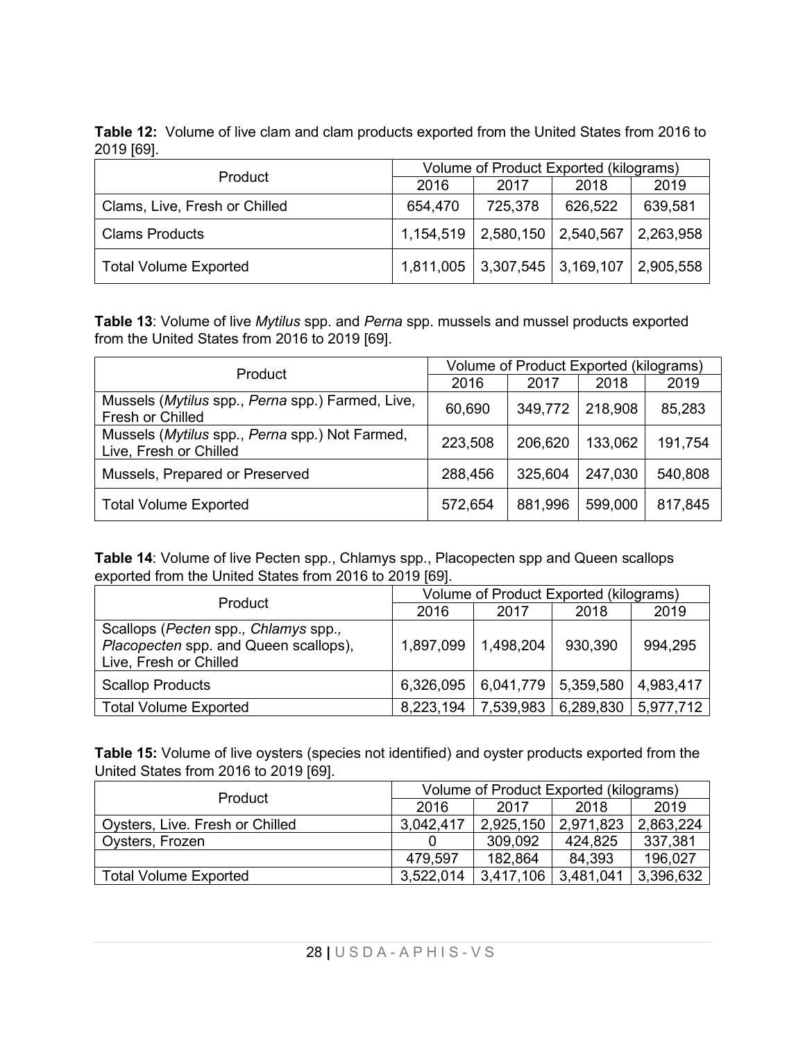**Table 12:** Volume of live clam and clam products exported from the United States from 2016 to 2019 [69].

| Product | Volume of Product Exported (kilograms) | | | |
|---|---|---|---|---|
| | 2016 | 2017 | 2018 | 2019 |
| Clams, Live, Fresh or Chilled | 654,470 | 725,378 | 626,522 | 639,581 |
| Clams Products | 1,154,519 | 2,580,150 | 2,540,567 | 2,263,958 |
| Total Volume Exported | 1,811,005 | 3,307,545 | 3,169,107 | 2,905,558 |

**Table 13**: Volume of live *Mytilus* spp. and *Perna* spp. mussels and mussel products exported from the United States from 2016 to 2019 [69].

| Product | Volume of Product Exported (kilograms) | | | |
|---|---|---|---|---|
| | 2016 | 2017 | 2018 | 2019 |
| Mussels (*Mytilus* spp., *Perna* spp.) Farmed, Live, Fresh or Chilled | 60,690 | 349,772 | 218,908 | 85,283 |
| Mussels (*Mytilus* spp., *Perna* spp.) Not Farmed, Live, Fresh or Chilled | 223,508 | 206,620 | 133,062 | 191,754 |
| Mussels, Prepared or Preserved | 288,456 | 325,604 | 247,030 | 540,808 |
| Total Volume Exported | 572,654 | 881,996 | 599,000 | 817,845 |

**Table 14**: Volume of live Pecten spp., Chlamys spp., Placopecten spp and Queen scallops exported from the United States from 2016 to 2019 [69].

| Product | Volume of Product Exported (kilograms) | | | |
|---|---|---|---|---|
| | 2016 | 2017 | 2018 | 2019 |
| Scallops (*Pecten* spp.*, Chlamys* spp.*, Placopecten* spp. and Queen scallops), Live, Fresh or Chilled | 1,897,099 | 1,498,204 | 930,390 | 994,295 |
| Scallop Products | 6,326,095 | 6,041,779 | 5,359,580 | 4,983,417 |
| Total Volume Exported | 8,223,194 | 7,539,983 | 6,289,830 | 5,977,712 |

**Table 15:** Volume of live oysters (species not identified) and oyster products exported from the United States from 2016 to 2019 [69].

| Product | Volume of Product Exported (kilograms) | | | |
|---|---|---|---|---|
| | 2016 | 2017 | 2018 | 2019 |
| Oysters, Live. Fresh or Chilled | 3,042,417 | 2,925,150 | 2,971,823 | 2,863,224 |
| Oysters, Frozen | 0 | 309,092 | 424,825 | 337,381 |
| | 479,597 | 182,864 | 84,393 | 196,027 |
| Total Volume Exported | 3,522,014 | 3,417,106 | 3,481,041 | 3,396,632 |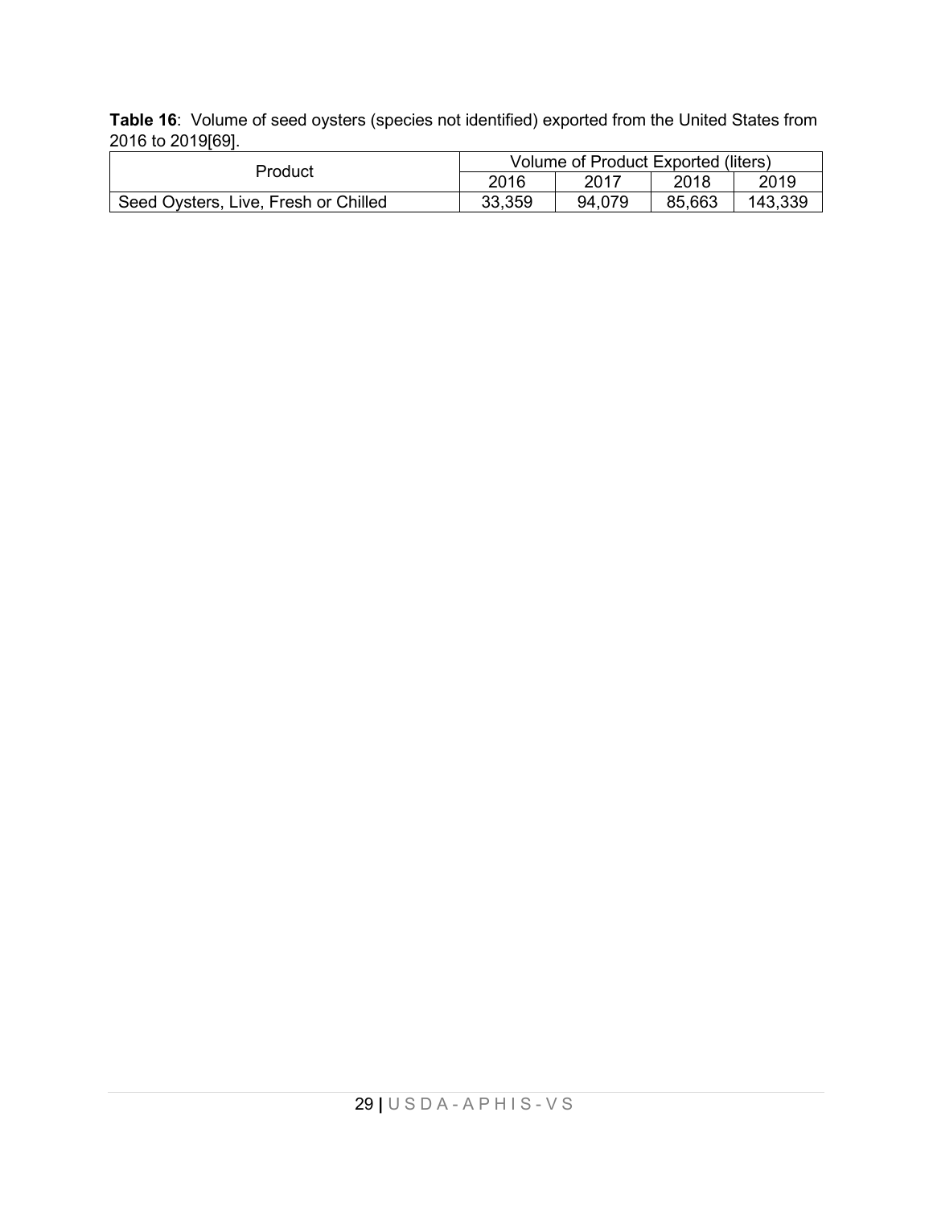**Table 16**: Volume of seed oysters (species not identified) exported from the United States from 2016 to 2019[69].

| Product | Volume of Product Exported (liters) | | | |
|---|---|---|---|---|
| | 2016 | 2017 | 2018 | 2019 |
| Seed Oysters, Live, Fresh or Chilled | 33,359 | 94,079 | 85,663 | 143,339 |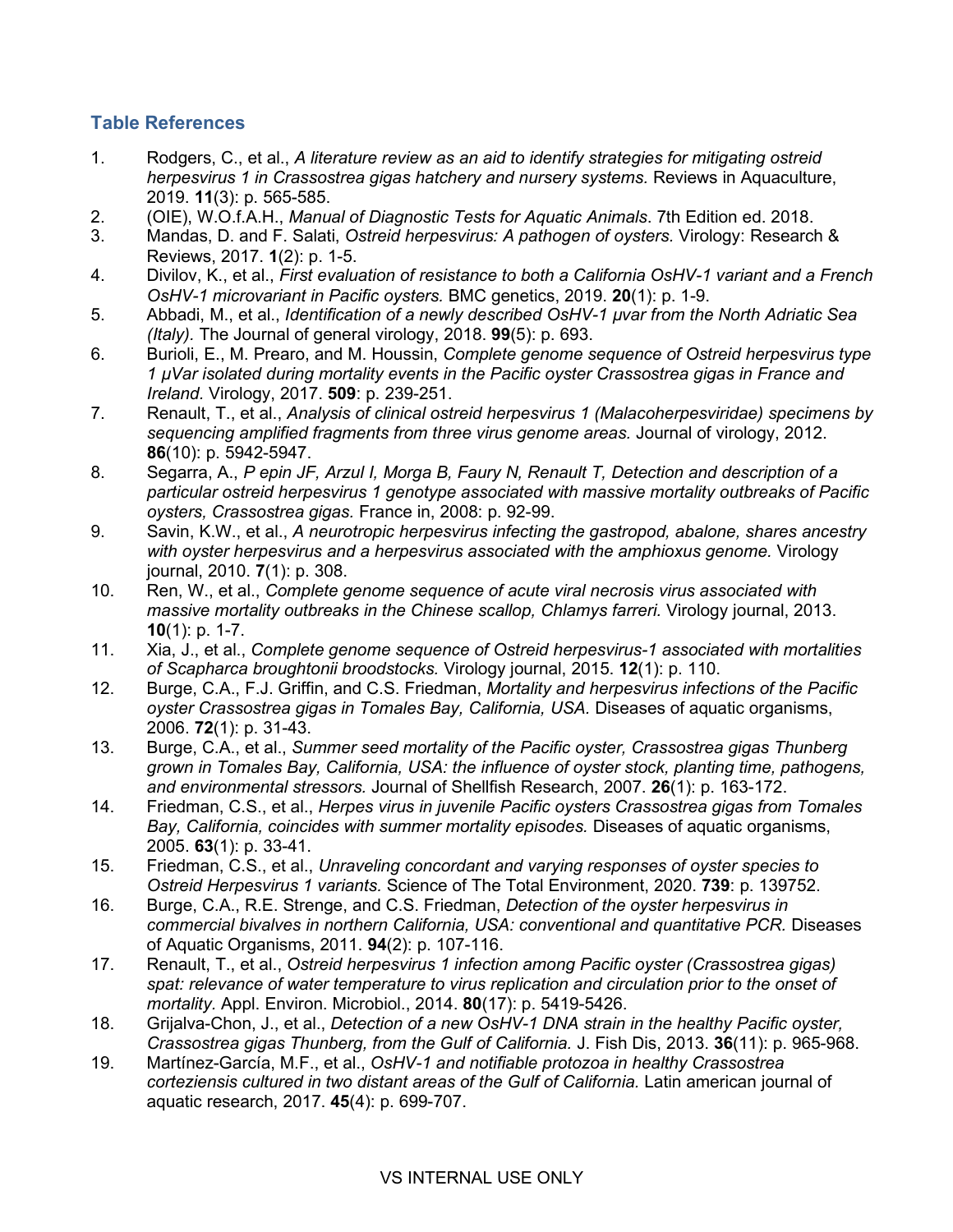## Table References

1. Rodgers, C., et al., *A literature review as an aid to identify strategies for mitigating ostreid herpesvirus 1 in Crassostrea gigas hatchery and nursery systems.* Reviews in Aquaculture, 2019. **11**(3): p. 565-585.
2. (OIE), W.O.f.A.H., *Manual of Diagnostic Tests for Aquatic Animals*. 7th Edition ed. 2018.
3. Mandas, D. and F. Salati, *Ostreid herpesvirus: A pathogen of oysters.* Virology: Research & Reviews, 2017. **1**(2): p. 1-5.
4. Divilov, K., et al., *First evaluation of resistance to both a California OsHV-1 variant and a French OsHV-1 microvariant in Pacific oysters.* BMC genetics, 2019. **20**(1): p. 1-9.
5. Abbadi, M., et al., *Identification of a newly described OsHV-1 µvar from the North Adriatic Sea (Italy).* The Journal of general virology, 2018. **99**(5): p. 693.
6. Burioli, E., M. Prearo, and M. Houssin, *Complete genome sequence of Ostreid herpesvirus type 1 µVar isolated during mortality events in the Pacific oyster Crassostrea gigas in France and Ireland.* Virology, 2017. **509**: p. 239-251.
7. Renault, T., et al., *Analysis of clinical ostreid herpesvirus 1 (Malacoherpesviridae) specimens by sequencing amplified fragments from three virus genome areas.* Journal of virology, 2012. **86**(10): p. 5942-5947.
8. Segarra, A., *P epin JF, Arzul I, Morga B, Faury N, Renault T, Detection and description of a particular ostreid herpesvirus 1 genotype associated with massive mortality outbreaks of Pacific oysters, Crassostrea gigas.* France in, 2008: p. 92-99.
9. Savin, K.W., et al., *A neurotropic herpesvirus infecting the gastropod, abalone, shares ancestry with oyster herpesvirus and a herpesvirus associated with the amphioxus genome.* Virology journal, 2010. **7**(1): p. 308.
10. Ren, W., et al., *Complete genome sequence of acute viral necrosis virus associated with massive mortality outbreaks in the Chinese scallop, Chlamys farreri.* Virology journal, 2013. **10**(1): p. 1-7.
11. Xia, J., et al., *Complete genome sequence of Ostreid herpesvirus-1 associated with mortalities of Scapharca broughtonii broodstocks.* Virology journal, 2015. **12**(1): p. 110.
12. Burge, C.A., F.J. Griffin, and C.S. Friedman, *Mortality and herpesvirus infections of the Pacific oyster Crassostrea gigas in Tomales Bay, California, USA.* Diseases of aquatic organisms, 2006. **72**(1): p. 31-43.
13. Burge, C.A., et al., *Summer seed mortality of the Pacific oyster, Crassostrea gigas Thunberg grown in Tomales Bay, California, USA: the influence of oyster stock, planting time, pathogens, and environmental stressors.* Journal of Shellfish Research, 2007. **26**(1): p. 163-172.
14. Friedman, C.S., et al., *Herpes virus in juvenile Pacific oysters Crassostrea gigas from Tomales Bay, California, coincides with summer mortality episodes.* Diseases of aquatic organisms, 2005. **63**(1): p. 33-41.
15. Friedman, C.S., et al., *Unraveling concordant and varying responses of oyster species to Ostreid Herpesvirus 1 variants.* Science of The Total Environment, 2020. **739**: p. 139752.
16. Burge, C.A., R.E. Strenge, and C.S. Friedman, *Detection of the oyster herpesvirus in commercial bivalves in northern California, USA: conventional and quantitative PCR.* Diseases of Aquatic Organisms, 2011. **94**(2): p. 107-116.
17. Renault, T., et al., *Ostreid herpesvirus 1 infection among Pacific oyster (Crassostrea gigas) spat: relevance of water temperature to virus replication and circulation prior to the onset of mortality.* Appl. Environ. Microbiol., 2014. **80**(17): p. 5419-5426.
18. Grijalva-Chon, J., et al., *Detection of a new OsHV-1 DNA strain in the healthy Pacific oyster, Crassostrea gigas Thunberg, from the Gulf of California.* J. Fish Dis, 2013. **36**(11): p. 965-968.
19. Martínez-García, M.F., et al., *OsHV-1 and notifiable protozoa in healthy Crassostrea corteziensis cultured in two distant areas of the Gulf of California.* Latin american journal of aquatic research, 2017. **45**(4): p. 699-707.

VS INTERNAL USE ONLY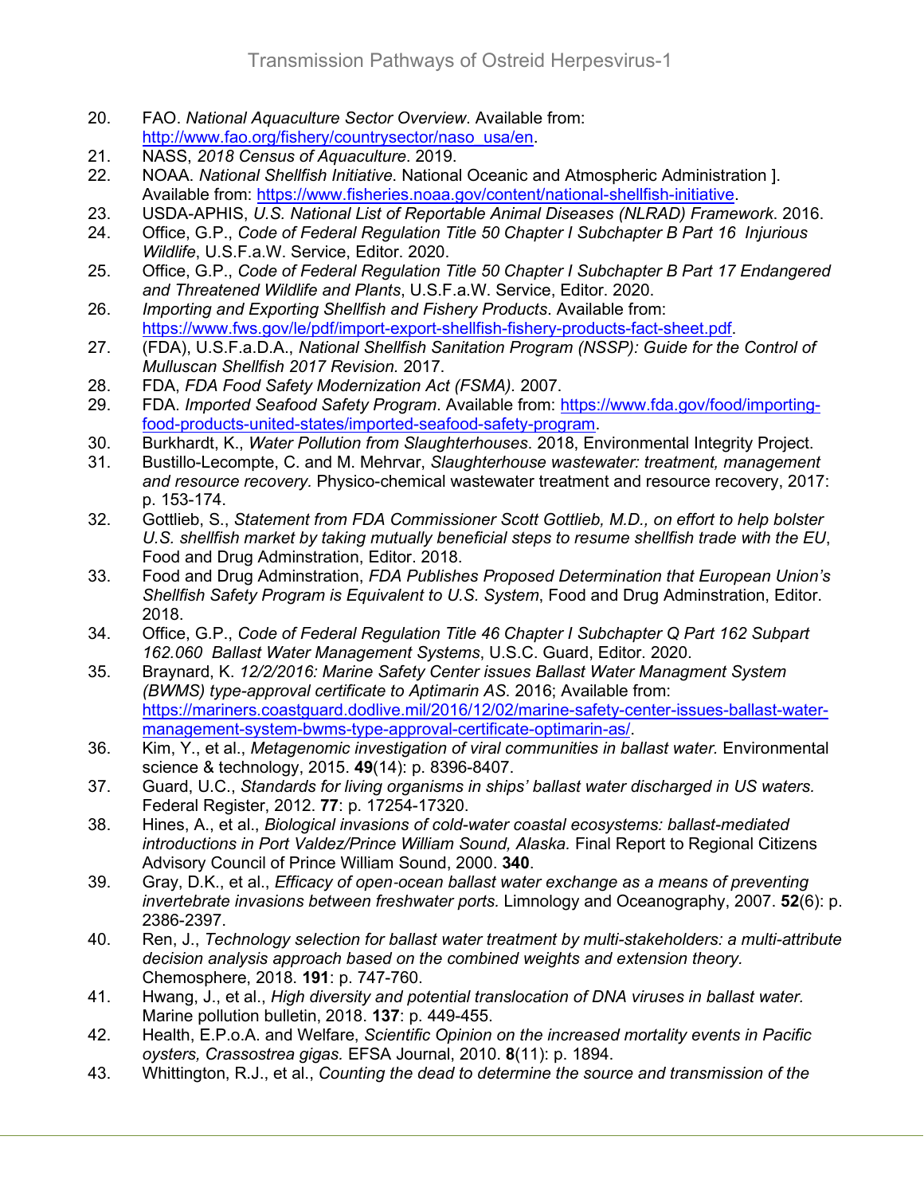20. FAO. *National Aquaculture Sector Overview*. Available from: http://www.fao.org/fishery/countrysector/naso_usa/en.
21. NASS, *2018 Census of Aquaculture*. 2019.
22. NOAA. *National Shellfish Initiative*. National Oceanic and Atmospheric Administration ]. Available from: https://www.fisheries.noaa.gov/content/national-shellfish-initiative.
23. USDA-APHIS, *U.S. National List of Reportable Animal Diseases (NLRAD) Framework*. 2016.
24. Office, G.P., *Code of Federal Regulation Title 50 Chapter I Subchapter B Part 16 Injurious Wildlife*, U.S.F.a.W. Service, Editor. 2020.
25. Office, G.P., *Code of Federal Regulation Title 50 Chapter I Subchapter B Part 17 Endangered and Threatened Wildlife and Plants*, U.S.F.a.W. Service, Editor. 2020.
26. *Importing and Exporting Shellfish and Fishery Products*. Available from: https://www.fws.gov/le/pdf/import-export-shellfish-fishery-products-fact-sheet.pdf.
27. (FDA), U.S.F.a.D.A., *National Shellfish Sanitation Program (NSSP): Guide for the Control of Mulluscan Shellfish 2017 Revision*. 2017.
28. FDA, *FDA Food Safety Modernization Act (FSMA)*. 2007.
29. FDA. *Imported Seafood Safety Program*. Available from: https://www.fda.gov/food/importing-food-products-united-states/imported-seafood-safety-program.
30. Burkhardt, K., *Water Pollution from Slaughterhouses*. 2018, Environmental Integrity Project.
31. Bustillo-Lecompte, C. and M. Mehrvar, *Slaughterhouse wastewater: treatment, management and resource recovery*. Physico-chemical wastewater treatment and resource recovery, 2017: p. 153-174.
32. Gottlieb, S., *Statement from FDA Commissioner Scott Gottlieb, M.D., on effort to help bolster U.S. shellfish market by taking mutually beneficial steps to resume shellfish trade with the EU*, Food and Drug Adminstration, Editor. 2018.
33. Food and Drug Adminstration, *FDA Publishes Proposed Determination that European Union's Shellfish Safety Program is Equivalent to U.S. System*, Food and Drug Adminstration, Editor. 2018.
34. Office, G.P., *Code of Federal Regulation Title 46 Chapter I Subchapter Q Part 162 Subpart 162.060 Ballast Water Management Systems*, U.S.C. Guard, Editor. 2020.
35. Braynard, K. *12/2/2016: Marine Safety Center issues Ballast Water Managment System (BWMS) type-approval certificate to Aptimarin AS*. 2016; Available from: https://mariners.coastguard.dodlive.mil/2016/12/02/marine-safety-center-issues-ballast-water-management-system-bwms-type-approval-certificate-optimarin-as/.
36. Kim, Y., et al., *Metagenomic investigation of viral communities in ballast water.* Environmental science & technology, 2015. **49**(14): p. 8396-8407.
37. Guard, U.C., *Standards for living organisms in ships' ballast water discharged in US waters.* Federal Register, 2012. **77**: p. 17254-17320.
38. Hines, A., et al., *Biological invasions of cold-water coastal ecosystems: ballast-mediated introductions in Port Valdez/Prince William Sound, Alaska.* Final Report to Regional Citizens Advisory Council of Prince William Sound, 2000. **340**.
39. Gray, D.K., et al., *Efficacy of open-ocean ballast water exchange as a means of preventing invertebrate invasions between freshwater ports.* Limnology and Oceanography, 2007. **52**(6): p. 2386-2397.
40. Ren, J., *Technology selection for ballast water treatment by multi-stakeholders: a multi-attribute decision analysis approach based on the combined weights and extension theory.* Chemosphere, 2018. **191**: p. 747-760.
41. Hwang, J., et al., *High diversity and potential translocation of DNA viruses in ballast water.* Marine pollution bulletin, 2018. **137**: p. 449-455.
42. Health, E.P.o.A. and Welfare, *Scientific Opinion on the increased mortality events in Pacific oysters, Crassostrea gigas.* EFSA Journal, 2010. **8**(11): p. 1894.
43. Whittington, R.J., et al., *Counting the dead to determine the source and transmission of the*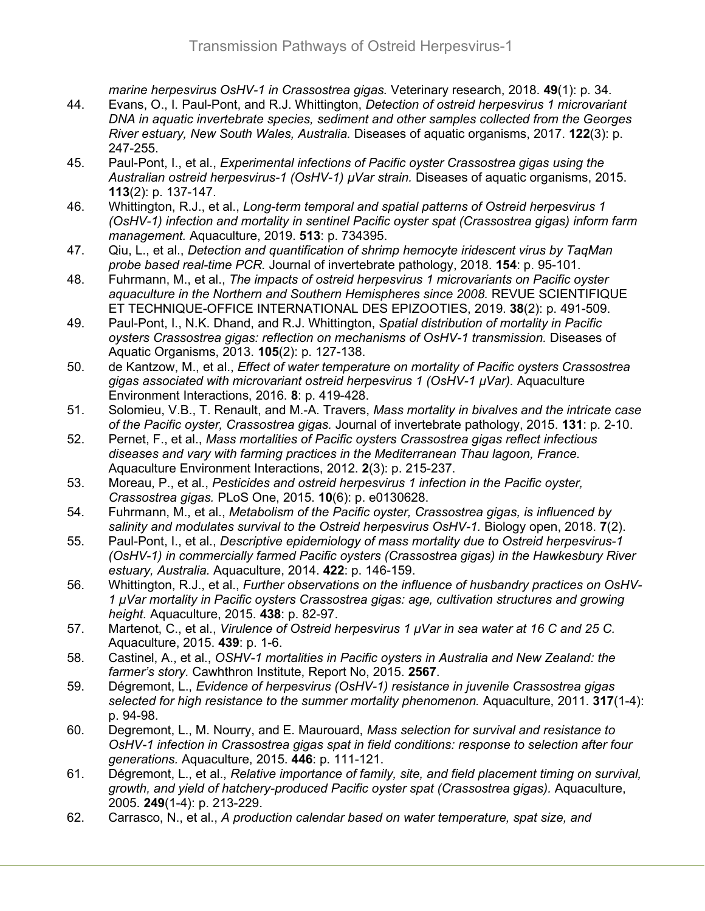*marine herpesvirus OsHV-1 in Crassostrea gigas.* Veterinary research, 2018. **49**(1): p. 34.

44. Evans, O., I. Paul-Pont, and R.J. Whittington, *Detection of ostreid herpesvirus 1 microvariant DNA in aquatic invertebrate species, sediment and other samples collected from the Georges River estuary, New South Wales, Australia.* Diseases of aquatic organisms, 2017. **122**(3): p. 247-255.
45. Paul-Pont, I., et al., *Experimental infections of Pacific oyster Crassostrea gigas using the Australian ostreid herpesvirus-1 (OsHV-1) µVar strain.* Diseases of aquatic organisms, 2015. **113**(2): p. 137-147.
46. Whittington, R.J., et al., *Long-term temporal and spatial patterns of Ostreid herpesvirus 1 (OsHV-1) infection and mortality in sentinel Pacific oyster spat (Crassostrea gigas) inform farm management.* Aquaculture, 2019. **513**: p. 734395.
47. Qiu, L., et al., *Detection and quantification of shrimp hemocyte iridescent virus by TaqMan probe based real-time PCR.* Journal of invertebrate pathology, 2018. **154**: p. 95-101.
48. Fuhrmann, M., et al., *The impacts of ostreid herpesvirus 1 microvariants on Pacific oyster aquaculture in the Northern and Southern Hemispheres since 2008.* REVUE SCIENTIFIQUE ET TECHNIQUE-OFFICE INTERNATIONAL DES EPIZOOTIES, 2019. **38**(2): p. 491-509.
49. Paul-Pont, I., N.K. Dhand, and R.J. Whittington, *Spatial distribution of mortality in Pacific oysters Crassostrea gigas: reflection on mechanisms of OsHV-1 transmission.* Diseases of Aquatic Organisms, 2013. **105**(2): p. 127-138.
50. de Kantzow, M., et al., *Effect of water temperature on mortality of Pacific oysters Crassostrea gigas associated with microvariant ostreid herpesvirus 1 (OsHV-1 µVar).* Aquaculture Environment Interactions, 2016. **8**: p. 419-428.
51. Solomieu, V.B., T. Renault, and M.-A. Travers, *Mass mortality in bivalves and the intricate case of the Pacific oyster, Crassostrea gigas.* Journal of invertebrate pathology, 2015. **131**: p. 2-10.
52. Pernet, F., et al., *Mass mortalities of Pacific oysters Crassostrea gigas reflect infectious diseases and vary with farming practices in the Mediterranean Thau lagoon, France.* Aquaculture Environment Interactions, 2012. **2**(3): p. 215-237.
53. Moreau, P., et al., *Pesticides and ostreid herpesvirus 1 infection in the Pacific oyster, Crassostrea gigas.* PLoS One, 2015. **10**(6): p. e0130628.
54. Fuhrmann, M., et al., *Metabolism of the Pacific oyster, Crassostrea gigas, is influenced by salinity and modulates survival to the Ostreid herpesvirus OsHV-1.* Biology open, 2018. **7**(2).
55. Paul-Pont, I., et al., *Descriptive epidemiology of mass mortality due to Ostreid herpesvirus-1 (OsHV-1) in commercially farmed Pacific oysters (Crassostrea gigas) in the Hawkesbury River estuary, Australia.* Aquaculture, 2014. **422**: p. 146-159.
56. Whittington, R.J., et al., *Further observations on the influence of husbandry practices on OsHV-1 µVar mortality in Pacific oysters Crassostrea gigas: age, cultivation structures and growing height.* Aquaculture, 2015. **438**: p. 82-97.
57. Martenot, C., et al., *Virulence of Ostreid herpesvirus 1 µVar in sea water at 16 C and 25 C.* Aquaculture, 2015. **439**: p. 1-6.
58. Castinel, A., et al., *OSHV-1 mortalities in Pacific oysters in Australia and New Zealand: the farmer's story.* Cawhthron Institute, Report No, 2015. **2567**.
59. Dégremont, L., *Evidence of herpesvirus (OsHV-1) resistance in juvenile Crassostrea gigas selected for high resistance to the summer mortality phenomenon.* Aquaculture, 2011. **317**(1-4): p. 94-98.
60. Degremont, L., M. Nourry, and E. Maurouard, *Mass selection for survival and resistance to OsHV-1 infection in Crassostrea gigas spat in field conditions: response to selection after four generations.* Aquaculture, 2015. **446**: p. 111-121.
61. Dégremont, L., et al., *Relative importance of family, site, and field placement timing on survival, growth, and yield of hatchery-produced Pacific oyster spat (Crassostrea gigas).* Aquaculture, 2005. **249**(1-4): p. 213-229.
62. Carrasco, N., et al., *A production calendar based on water temperature, spat size, and*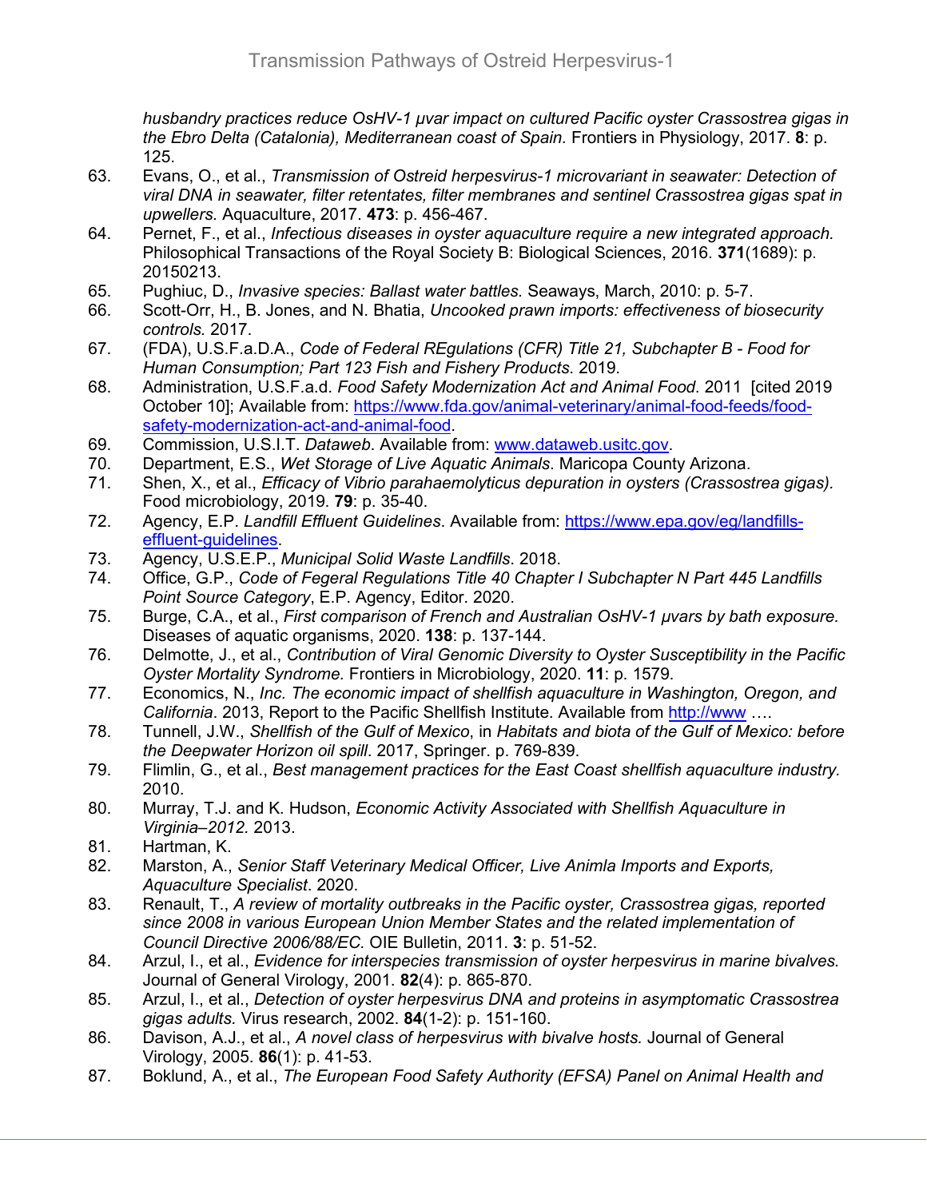*husbandry practices reduce OsHV-1 μvar impact on cultured Pacific oyster Crassostrea gigas in the Ebro Delta (Catalonia), Mediterranean coast of Spain.* Frontiers in Physiology, 2017. **8**: p. 125.

63. Evans, O., et al., *Transmission of Ostreid herpesvirus-1 microvariant in seawater: Detection of viral DNA in seawater, filter retentates, filter membranes and sentinel Crassostrea gigas spat in upwellers.* Aquaculture, 2017. **473**: p. 456-467.
64. Pernet, F., et al., *Infectious diseases in oyster aquaculture require a new integrated approach.* Philosophical Transactions of the Royal Society B: Biological Sciences, 2016. **371**(1689): p. 20150213.
65. Pughiuc, D., *Invasive species: Ballast water battles.* Seaways, March, 2010: p. 5-7.
66. Scott-Orr, H., B. Jones, and N. Bhatia, *Uncooked prawn imports: effectiveness of biosecurity controls.* 2017.
67. (FDA), U.S.F.a.D.A., *Code of Federal REgulations (CFR) Title 21, Subchapter B - Food for Human Consumption; Part 123 Fish and Fishery Products*. 2019.
68. Administration, U.S.F.a.d. *Food Safety Modernization Act and Animal Food*. 2011 [cited 2019 October 10]; Available from: [https://www.fda.gov/animal-veterinary/animal-food-feeds/food-safety-modernization-act-and-animal-food](https://www.fda.gov/animal-veterinary/animal-food-feeds/food-safety-modernization-act-and-animal-food).
69. Commission, U.S.I.T. *Dataweb*. Available from: [www.dataweb.usitc.gov](www.dataweb.usitc.gov).
70. Department, E.S., *Wet Storage of Live Aquatic Animals*. Maricopa County Arizona.
71. Shen, X., et al., *Efficacy of Vibrio parahaemolyticus depuration in oysters (Crassostrea gigas).* Food microbiology, 2019. **79**: p. 35-40.
72. Agency, E.P. *Landfill Effluent Guidelines*. Available from: [https://www.epa.gov/eg/landfills-effluent-guidelines](https://www.epa.gov/eg/landfills-effluent-guidelines).
73. Agency, U.S.E.P., *Municipal Solid Waste Landfills*. 2018.
74. Office, G.P., *Code of Fegeral Regulations Title 40 Chapter I Subchapter N Part 445 Landfills Point Source Category*, E.P. Agency, Editor. 2020.
75. Burge, C.A., et al., *First comparison of French and Australian OsHV-1 μvars by bath exposure.* Diseases of aquatic organisms, 2020. **138**: p. 137-144.
76. Delmotte, J., et al., *Contribution of Viral Genomic Diversity to Oyster Susceptibility in the Pacific Oyster Mortality Syndrome.* Frontiers in Microbiology, 2020. **11**: p. 1579.
77. Economics, N., *Inc. The economic impact of shellfish aquaculture in Washington, Oregon, and California*. 2013, Report to the Pacific Shellfish Institute. Available from [http://www](http://www) ….
78. Tunnell, J.W., *Shellfish of the Gulf of Mexico*, in *Habitats and biota of the Gulf of Mexico: before the Deepwater Horizon oil spill*. 2017, Springer. p. 769-839.
79. Flimlin, G., et al., *Best management practices for the East Coast shellfish aquaculture industry.* 2010.
80. Murray, T.J. and K. Hudson, *Economic Activity Associated with Shellfish Aquaculture in Virginia–2012.* 2013.
81. Hartman, K.
82. Marston, A., *Senior Staff Veterinary Medical Officer, Live Animla Imports and Exports, Aquaculture Specialist*. 2020.
83. Renault, T., *A review of mortality outbreaks in the Pacific oyster, Crassostrea gigas, reported since 2008 in various European Union Member States and the related implementation of Council Directive 2006/88/EC.* OIE Bulletin, 2011. **3**: p. 51-52.
84. Arzul, I., et al., *Evidence for interspecies transmission of oyster herpesvirus in marine bivalves.* Journal of General Virology, 2001. **82**(4): p. 865-870.
85. Arzul, I., et al., *Detection of oyster herpesvirus DNA and proteins in asymptomatic Crassostrea gigas adults.* Virus research, 2002. **84**(1-2): p. 151-160.
86. Davison, A.J., et al., *A novel class of herpesvirus with bivalve hosts.* Journal of General Virology, 2005. **86**(1): p. 41-53.
87. Boklund, A., et al., *The European Food Safety Authority (EFSA) Panel on Animal Health and*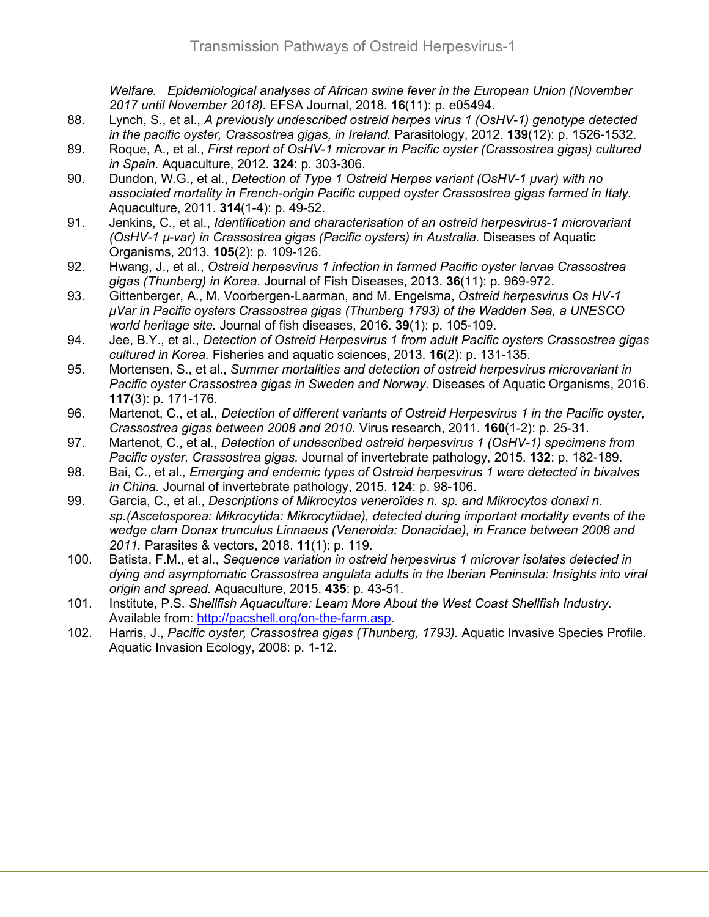Welfare. *Epidemiological analyses of African swine fever in the European Union (November 2017 until November 2018).* EFSA Journal, 2018. **16**(11): p. e05494.

88. Lynch, S., et al., *A previously undescribed ostreid herpes virus 1 (OsHV-1) genotype detected in the pacific oyster, Crassostrea gigas, in Ireland.* Parasitology, 2012. **139**(12): p. 1526-1532.
89. Roque, A., et al., *First report of OsHV-1 microvar in Pacific oyster (Crassostrea gigas) cultured in Spain.* Aquaculture, 2012. **324**: p. 303-306.
90. Dundon, W.G., et al., *Detection of Type 1 Ostreid Herpes variant (OsHV-1 μvar) with no associated mortality in French-origin Pacific cupped oyster Crassostrea gigas farmed in Italy.* Aquaculture, 2011. **314**(1-4): p. 49-52.
91. Jenkins, C., et al., *Identification and characterisation of an ostreid herpesvirus-1 microvariant (OsHV-1 μ-var) in Crassostrea gigas (Pacific oysters) in Australia.* Diseases of Aquatic Organisms, 2013. **105**(2): p. 109-126.
92. Hwang, J., et al., *Ostreid herpesvirus 1 infection in farmed Pacific oyster larvae Crassostrea gigas (Thunberg) in Korea.* Journal of Fish Diseases, 2013. **36**(11): p. 969-972.
93. Gittenberger, A., M. Voorbergen-Laarman, and M. Engelsma, *Ostreid herpesvirus Os HV-1 μVar in Pacific oysters Crassostrea gigas (Thunberg 1793) of the Wadden Sea, a UNESCO world heritage site.* Journal of fish diseases, 2016. **39**(1): p. 105-109.
94. Jee, B.Y., et al., *Detection of Ostreid Herpesvirus 1 from adult Pacific oysters Crassostrea gigas cultured in Korea.* Fisheries and aquatic sciences, 2013. **16**(2): p. 131-135.
95. Mortensen, S., et al., *Summer mortalities and detection of ostreid herpesvirus microvariant in Pacific oyster Crassostrea gigas in Sweden and Norway.* Diseases of Aquatic Organisms, 2016. **117**(3): p. 171-176.
96. Martenot, C., et al., *Detection of different variants of Ostreid Herpesvirus 1 in the Pacific oyster, Crassostrea gigas between 2008 and 2010.* Virus research, 2011. **160**(1-2): p. 25-31.
97. Martenot, C., et al., *Detection of undescribed ostreid herpesvirus 1 (OsHV-1) specimens from Pacific oyster, Crassostrea gigas.* Journal of invertebrate pathology, 2015. **132**: p. 182-189.
98. Bai, C., et al., *Emerging and endemic types of Ostreid herpesvirus 1 were detected in bivalves in China.* Journal of invertebrate pathology, 2015. **124**: p. 98-106.
99. Garcia, C., et al., *Descriptions of Mikrocytos veneroïdes n. sp. and Mikrocytos donaxi n. sp.(Ascetosporea: Mikrocytida: Mikrocytiidae), detected during important mortality events of the wedge clam Donax trunculus Linnaeus (Veneroida: Donacidae), in France between 2008 and 2011.* Parasites & vectors, 2018. **11**(1): p. 119.
100. Batista, F.M., et al., *Sequence variation in ostreid herpesvirus 1 microvar isolates detected in dying and asymptomatic Crassostrea angulata adults in the Iberian Peninsula: Insights into viral origin and spread.* Aquaculture, 2015. **435**: p. 43-51.
101. Institute, P.S. *Shellfish Aquaculture: Learn More About the West Coast Shellfish Industry*. Available from: http://pacshell.org/on-the-farm.asp.
102. Harris, J., *Pacific oyster, Crassostrea gigas (Thunberg, 1793).* Aquatic Invasive Species Profile. Aquatic Invasion Ecology, 2008: p. 1-12.